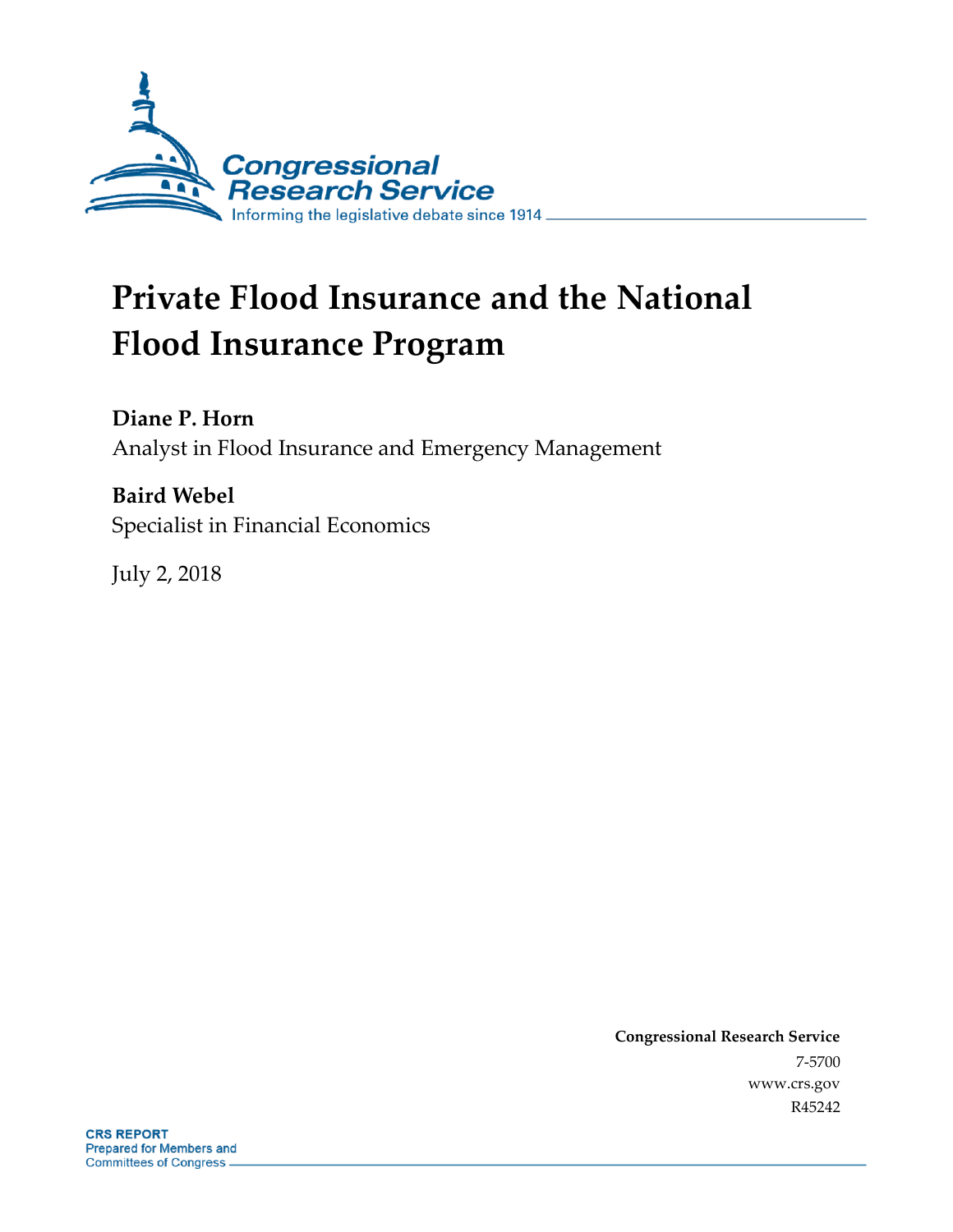Congressional Research Service

Informing the legislative debate since 1914

# Private Flood Insurance and the National Flood Insurance Program

**Diane P. Horn**
Analyst in Flood Insurance and Emergency Management

**Baird Webel**
Specialist in Financial Economics

July 2, 2018

**Congressional Research Service**
7-5700
www.crs.gov
R45242

**CRS REPORT**
Prepared for Members and Committees of Congress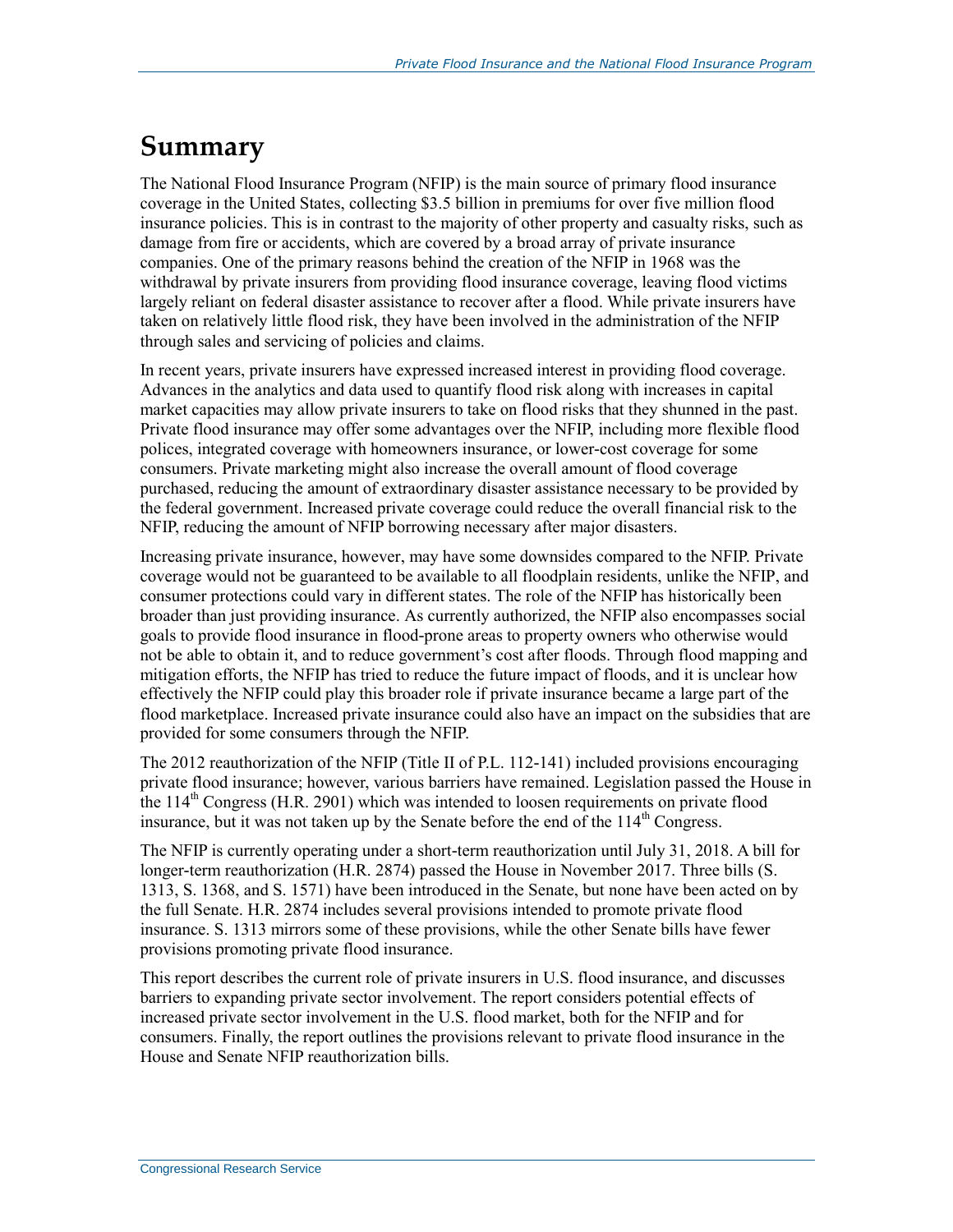# Summary

The National Flood Insurance Program (NFIP) is the main source of primary flood insurance coverage in the United States, collecting $3.5 billion in premiums for over five million flood insurance policies. This is in contrast to the majority of other property and casualty risks, such as damage from fire or accidents, which are covered by a broad array of private insurance companies. One of the primary reasons behind the creation of the NFIP in 1968 was the withdrawal by private insurers from providing flood insurance coverage, leaving flood victims largely reliant on federal disaster assistance to recover after a flood. While private insurers have taken on relatively little flood risk, they have been involved in the administration of the NFIP through sales and servicing of policies and claims.

In recent years, private insurers have expressed increased interest in providing flood coverage. Advances in the analytics and data used to quantify flood risk along with increases in capital market capacities may allow private insurers to take on flood risks that they shunned in the past. Private flood insurance may offer some advantages over the NFIP, including more flexible flood polices, integrated coverage with homeowners insurance, or lower-cost coverage for some consumers. Private marketing might also increase the overall amount of flood coverage purchased, reducing the amount of extraordinary disaster assistance necessary to be provided by the federal government. Increased private coverage could reduce the overall financial risk to the NFIP, reducing the amount of NFIP borrowing necessary after major disasters.

Increasing private insurance, however, may have some downsides compared to the NFIP. Private coverage would not be guaranteed to be available to all floodplain residents, unlike the NFIP, and consumer protections could vary in different states. The role of the NFIP has historically been broader than just providing insurance. As currently authorized, the NFIP also encompasses social goals to provide flood insurance in flood-prone areas to property owners who otherwise would not be able to obtain it, and to reduce government's cost after floods. Through flood mapping and mitigation efforts, the NFIP has tried to reduce the future impact of floods, and it is unclear how effectively the NFIP could play this broader role if private insurance became a large part of the flood marketplace. Increased private insurance could also have an impact on the subsidies that are provided for some consumers through the NFIP.

The 2012 reauthorization of the NFIP (Title II of P.L. 112-141) included provisions encouraging private flood insurance; however, various barriers have remained. Legislation passed the House in the 114th Congress (H.R. 2901) which was intended to loosen requirements on private flood insurance, but it was not taken up by the Senate before the end of the 114th Congress.

The NFIP is currently operating under a short-term reauthorization until July 31, 2018. A bill for longer-term reauthorization (H.R. 2874) passed the House in November 2017. Three bills (S. 1313, S. 1368, and S. 1571) have been introduced in the Senate, but none have been acted on by the full Senate. H.R. 2874 includes several provisions intended to promote private flood insurance. S. 1313 mirrors some of these provisions, while the other Senate bills have fewer provisions promoting private flood insurance.

This report describes the current role of private insurers in U.S. flood insurance, and discusses barriers to expanding private sector involvement. The report considers potential effects of increased private sector involvement in the U.S. flood market, both for the NFIP and for consumers. Finally, the report outlines the provisions relevant to private flood insurance in the House and Senate NFIP reauthorization bills.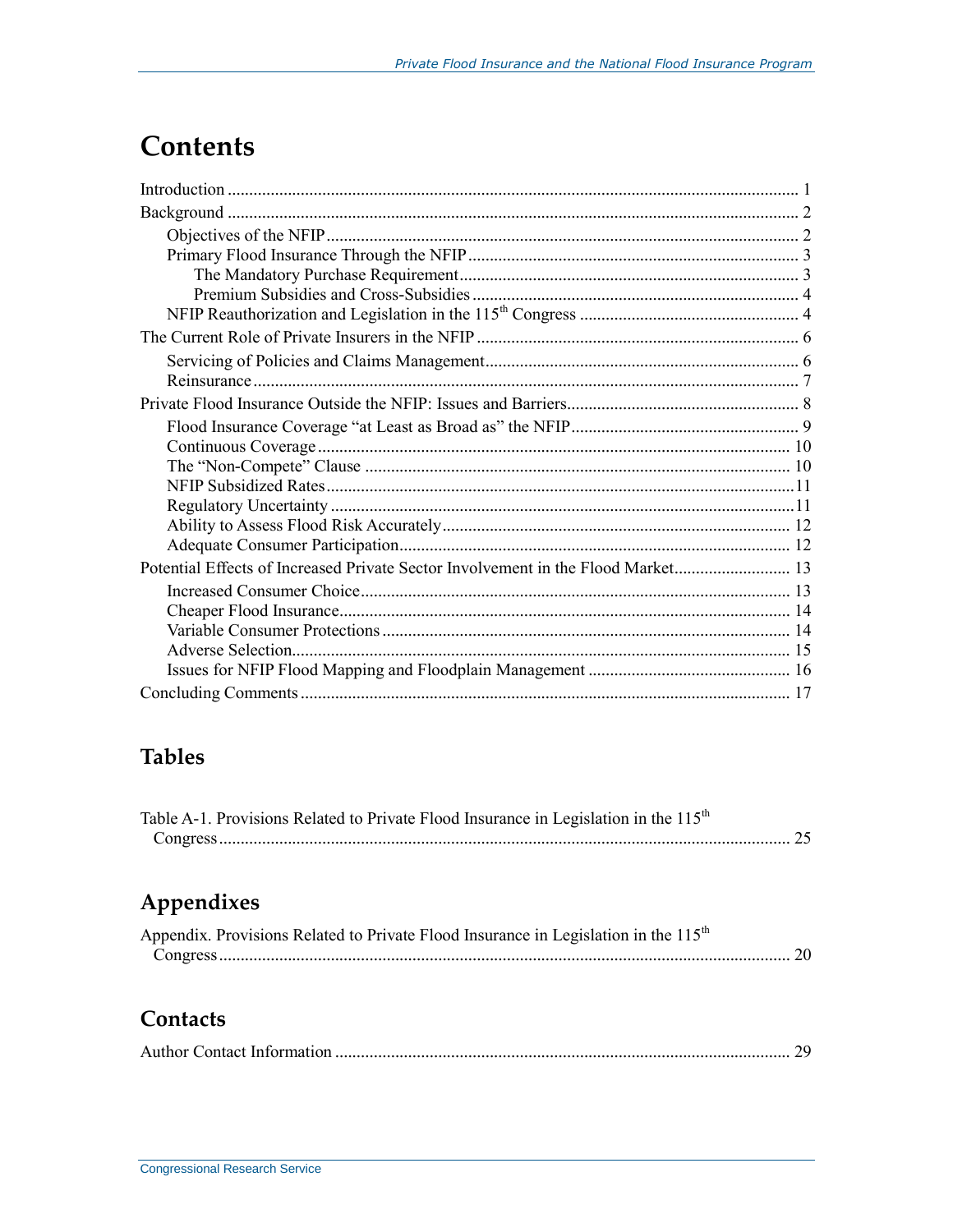# Contents

Introduction ..................................................................................................................... 1

Background ..................................................................................................................... 2

  Objectives of the NFIP ............................................................................................. 2

  Primary Flood Insurance Through the NFIP ............................................................ 3

    The Mandatory Purchase Requirement .............................................................. 3

    Premium Subsidies and Cross-Subsidies ........................................................... 4

  NFIP Reauthorization and Legislation in the 115th Congress .................................. 4

The Current Role of Private Insurers in the NFIP .......................................................... 6

  Servicing of Policies and Claims Management......................................................... 6

  Reinsurance ............................................................................................................. 7

Private Flood Insurance Outside the NFIP: Issues and Barriers..................................... 8

  Flood Insurance Coverage "at Least as Broad as" the NFIP..................................... 9

  Continuous Coverage ............................................................................................. 10

  The "Non-Compete" Clause .................................................................................. 10

  NFIP Subsidized Rates............................................................................................11

  Regulatory Uncertainty ...........................................................................................11

  Ability to Assess Flood Risk Accurately................................................................. 12

  Adequate Consumer Participation.......................................................................... 12

Potential Effects of Increased Private Sector Involvement in the Flood Market........................... 13

  Increased Consumer Choice................................................................................... 13

  Cheaper Flood Insurance........................................................................................ 14

  Variable Consumer Protections ............................................................................. 14

  Adverse Selection................................................................................................... 15

  Issues for NFIP Flood Mapping and Floodplain Management ............................... 16

Concluding Comments ................................................................................................. 17

## Tables

Table A-1. Provisions Related to Private Flood Insurance in Legislation in the 115th Congress ......................................................................................................................... 25

## Appendixes

Appendix. Provisions Related to Private Flood Insurance in Legislation in the 115th Congress ......................................................................................................................... 20

## Contacts

Author Contact Information ......................................................................................... 29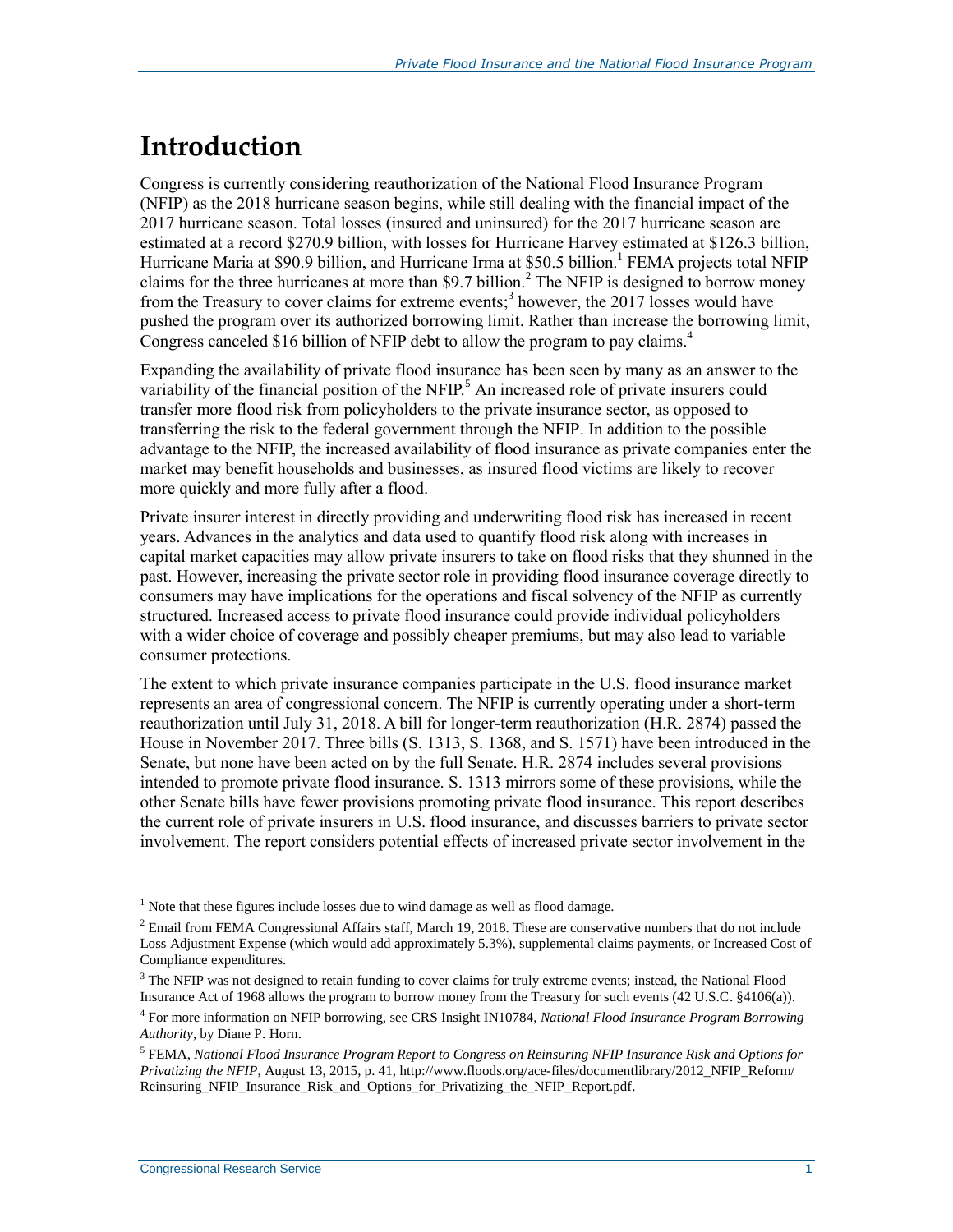# Introduction

Congress is currently considering reauthorization of the National Flood Insurance Program (NFIP) as the 2018 hurricane season begins, while still dealing with the financial impact of the 2017 hurricane season. Total losses (insured and uninsured) for the 2017 hurricane season are estimated at a record $270.9 billion, with losses for Hurricane Harvey estimated at $126.3 billion, Hurricane Maria at $90.9 billion, and Hurricane Irma at $50.5 billion.[1] FEMA projects total NFIP claims for the three hurricanes at more than $9.7 billion.[2] The NFIP is designed to borrow money from the Treasury to cover claims for extreme events;[3] however, the 2017 losses would have pushed the program over its authorized borrowing limit. Rather than increase the borrowing limit, Congress canceled $16 billion of NFIP debt to allow the program to pay claims.[4]

Expanding the availability of private flood insurance has been seen by many as an answer to the variability of the financial position of the NFIP.[5] An increased role of private insurers could transfer more flood risk from policyholders to the private insurance sector, as opposed to transferring the risk to the federal government through the NFIP. In addition to the possible advantage to the NFIP, the increased availability of flood insurance as private companies enter the market may benefit households and businesses, as insured flood victims are likely to recover more quickly and more fully after a flood.

Private insurer interest in directly providing and underwriting flood risk has increased in recent years. Advances in the analytics and data used to quantify flood risk along with increases in capital market capacities may allow private insurers to take on flood risks that they shunned in the past. However, increasing the private sector role in providing flood insurance coverage directly to consumers may have implications for the operations and fiscal solvency of the NFIP as currently structured. Increased access to private flood insurance could provide individual policyholders with a wider choice of coverage and possibly cheaper premiums, but may also lead to variable consumer protections.

The extent to which private insurance companies participate in the U.S. flood insurance market represents an area of congressional concern. The NFIP is currently operating under a short-term reauthorization until July 31, 2018. A bill for longer-term reauthorization (H.R. 2874) passed the House in November 2017. Three bills (S. 1313, S. 1368, and S. 1571) have been introduced in the Senate, but none have been acted on by the full Senate. H.R. 2874 includes several provisions intended to promote private flood insurance. S. 1313 mirrors some of these provisions, while the other Senate bills have fewer provisions promoting private flood insurance. This report describes the current role of private insurers in U.S. flood insurance, and discusses barriers to private sector involvement. The report considers potential effects of increased private sector involvement in the

---

[1] Note that these figures include losses due to wind damage as well as flood damage.

[2] Email from FEMA Congressional Affairs staff, March 19, 2018. These are conservative numbers that do not include Loss Adjustment Expense (which would add approximately 5.3%), supplemental claims payments, or Increased Cost of Compliance expenditures.

[3] The NFIP was not designed to retain funding to cover claims for truly extreme events; instead, the National Flood Insurance Act of 1968 allows the program to borrow money from the Treasury for such events (42 U.S.C. §4106(a)).

[4] For more information on NFIP borrowing, see CRS Insight IN10784, *National Flood Insurance Program Borrowing Authority*, by Diane P. Horn.

[5] FEMA, *National Flood Insurance Program Report to Congress on Reinsuring NFIP Insurance Risk and Options for Privatizing the NFIP*, August 13, 2015, p. 41, http://www.floods.org/ace-files/documentlibrary/2012_NFIP_Reform/Reinsuring_NFIP_Insurance_Risk_and_Options_for_Privatizing_the_NFIP_Report.pdf.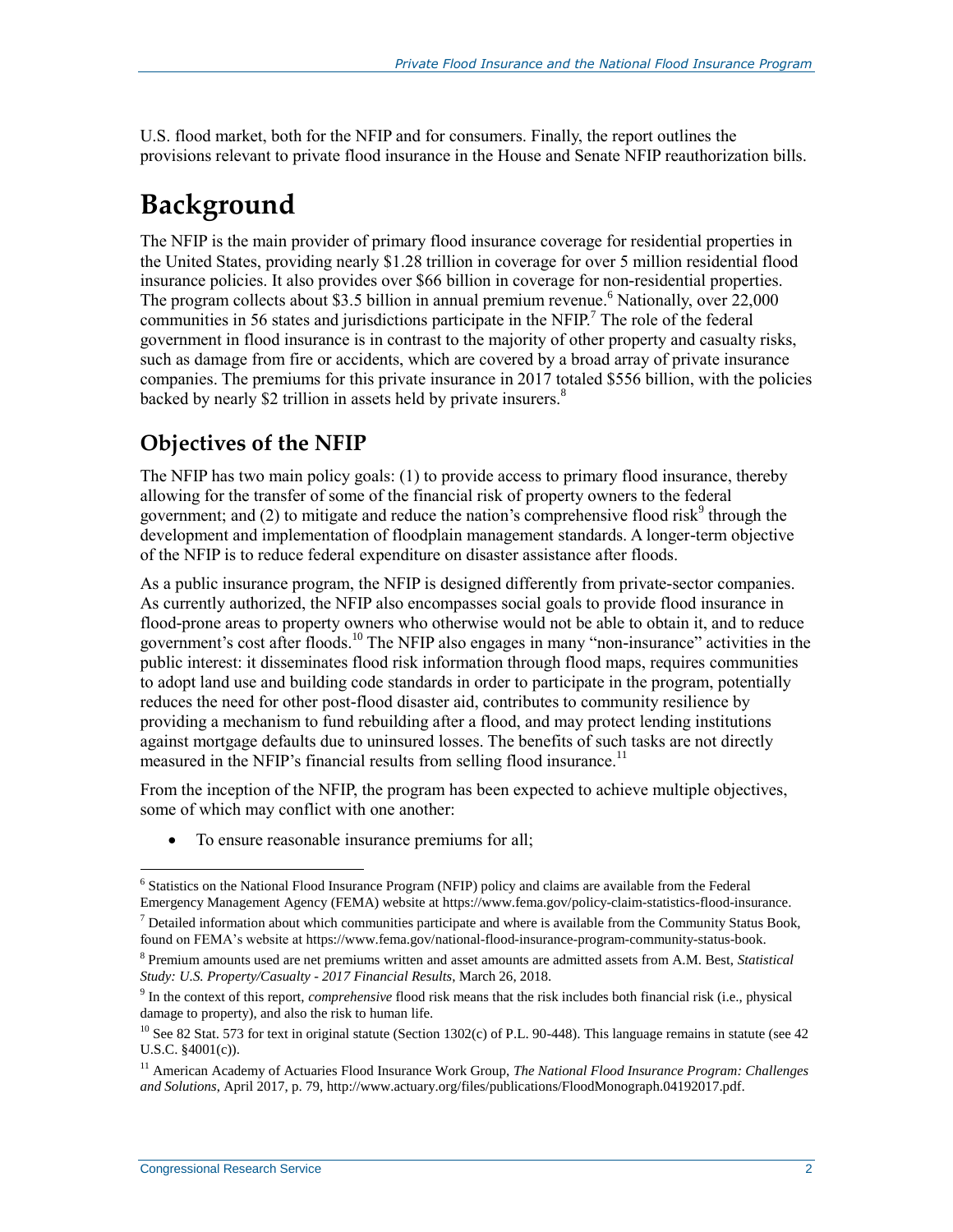U.S. flood market, both for the NFIP and for consumers. Finally, the report outlines the provisions relevant to private flood insurance in the House and Senate NFIP reauthorization bills.

# Background

The NFIP is the main provider of primary flood insurance coverage for residential properties in the United States, providing nearly $1.28 trillion in coverage for over 5 million residential flood insurance policies. It also provides over $66 billion in coverage for non-residential properties. The program collects about $3.5 billion in annual premium revenue.[6] Nationally, over 22,000 communities in 56 states and jurisdictions participate in the NFIP.[7] The role of the federal government in flood insurance is in contrast to the majority of other property and casualty risks, such as damage from fire or accidents, which are covered by a broad array of private insurance companies. The premiums for this private insurance in 2017 totaled $556 billion, with the policies backed by nearly $2 trillion in assets held by private insurers.[8]

## Objectives of the NFIP

The NFIP has two main policy goals: (1) to provide access to primary flood insurance, thereby allowing for the transfer of some of the financial risk of property owners to the federal government; and (2) to mitigate and reduce the nation's comprehensive flood risk[9] through the development and implementation of floodplain management standards. A longer-term objective of the NFIP is to reduce federal expenditure on disaster assistance after floods.

As a public insurance program, the NFIP is designed differently from private-sector companies. As currently authorized, the NFIP also encompasses social goals to provide flood insurance in flood-prone areas to property owners who otherwise would not be able to obtain it, and to reduce government's cost after floods.[10] The NFIP also engages in many "non-insurance" activities in the public interest: it disseminates flood risk information through flood maps, requires communities to adopt land use and building code standards in order to participate in the program, potentially reduces the need for other post-flood disaster aid, contributes to community resilience by providing a mechanism to fund rebuilding after a flood, and may protect lending institutions against mortgage defaults due to uninsured losses. The benefits of such tasks are not directly measured in the NFIP's financial results from selling flood insurance.[11]

From the inception of the NFIP, the program has been expected to achieve multiple objectives, some of which may conflict with one another:

- To ensure reasonable insurance premiums for all;

---

[6] Statistics on the National Flood Insurance Program (NFIP) policy and claims are available from the Federal Emergency Management Agency (FEMA) website at https://www.fema.gov/policy-claim-statistics-flood-insurance.

[7] Detailed information about which communities participate and where is available from the Community Status Book, found on FEMA's website at https://www.fema.gov/national-flood-insurance-program-community-status-book.

[8] Premium amounts used are net premiums written and asset amounts are admitted assets from A.M. Best, *Statistical Study: U.S. Property/Casualty - 2017 Financial Results*, March 26, 2018.

[9] In the context of this report, *comprehensive* flood risk means that the risk includes both financial risk (i.e., physical damage to property), and also the risk to human life.

[10] See 82 Stat. 573 for text in original statute (Section 1302(c) of P.L. 90-448). This language remains in statute (see 42 U.S.C. §4001(c)).

[11] American Academy of Actuaries Flood Insurance Work Group, *The National Flood Insurance Program: Challenges and Solutions*, April 2017, p. 79, http://www.actuary.org/files/publications/FloodMonograph.04192017.pdf.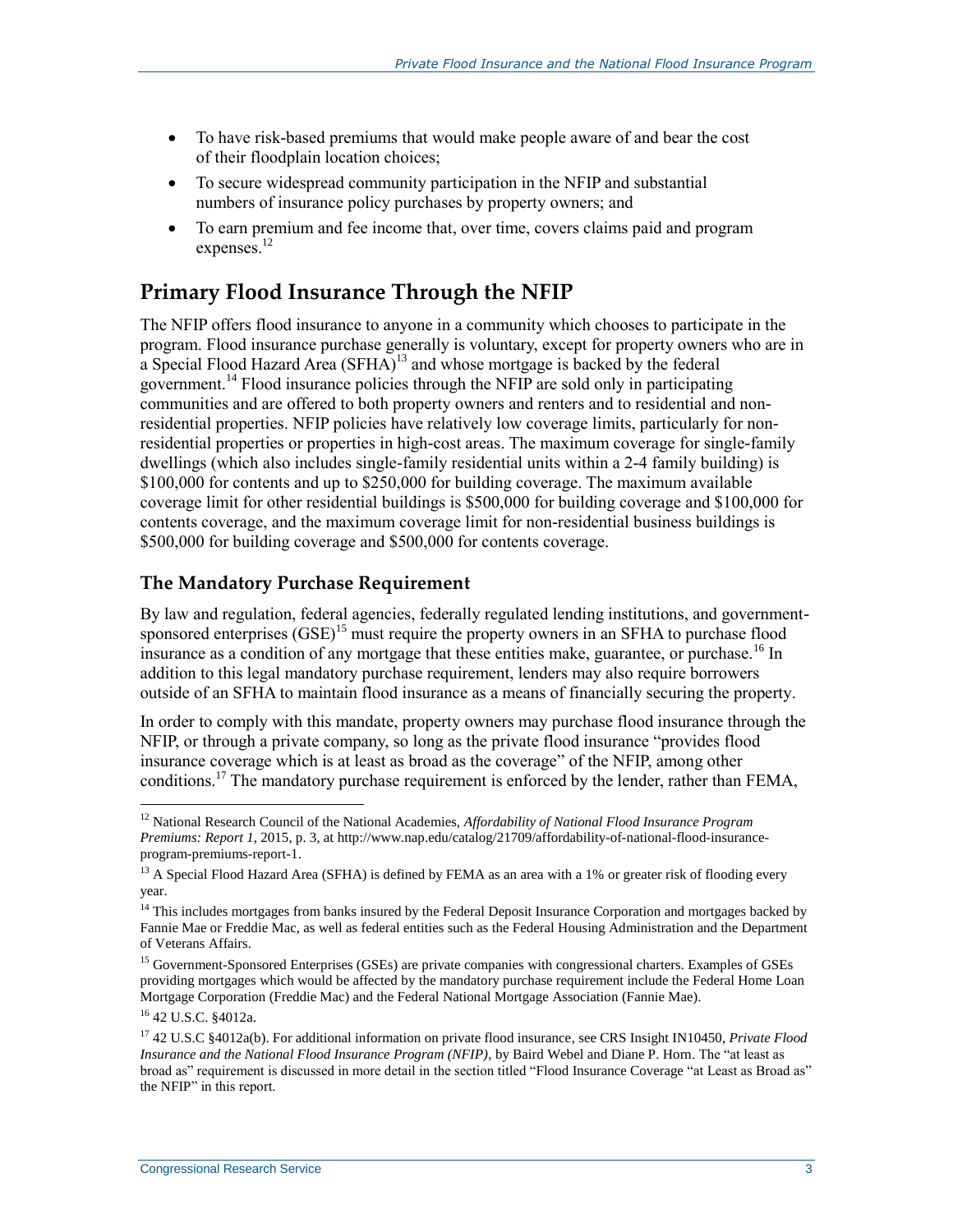- To have risk-based premiums that would make people aware of and bear the cost of their floodplain location choices;
- To secure widespread community participation in the NFIP and substantial numbers of insurance policy purchases by property owners; and
- To earn premium and fee income that, over time, covers claims paid and program expenses.[12]

## Primary Flood Insurance Through the NFIP

The NFIP offers flood insurance to anyone in a community which chooses to participate in the program. Flood insurance purchase generally is voluntary, except for property owners who are in a Special Flood Hazard Area (SFHA)[13] and whose mortgage is backed by the federal government.[14] Flood insurance policies through the NFIP are sold only in participating communities and are offered to both property owners and renters and to residential and non-residential properties. NFIP policies have relatively low coverage limits, particularly for non-residential properties or properties in high-cost areas. The maximum coverage for single-family dwellings (which also includes single-family residential units within a 2-4 family building) is \$100,000 for contents and up to \$250,000 for building coverage. The maximum available coverage limit for other residential buildings is \$500,000 for building coverage and \$100,000 for contents coverage, and the maximum coverage limit for non-residential business buildings is \$500,000 for building coverage and \$500,000 for contents coverage.

### The Mandatory Purchase Requirement

By law and regulation, federal agencies, federally regulated lending institutions, and government-sponsored enterprises (GSE)[15] must require the property owners in an SFHA to purchase flood insurance as a condition of any mortgage that these entities make, guarantee, or purchase.[16] In addition to this legal mandatory purchase requirement, lenders may also require borrowers outside of an SFHA to maintain flood insurance as a means of financially securing the property.

In order to comply with this mandate, property owners may purchase flood insurance through the NFIP, or through a private company, so long as the private flood insurance "provides flood insurance coverage which is at least as broad as the coverage" of the NFIP, among other conditions.[17] The mandatory purchase requirement is enforced by the lender, rather than FEMA,

---

[12] National Research Council of the National Academies, *Affordability of National Flood Insurance Program Premiums: Report 1*, 2015, p. 3, at http://www.nap.edu/catalog/21709/affordability-of-national-flood-insurance-program-premiums-report-1.

[13] A Special Flood Hazard Area (SFHA) is defined by FEMA as an area with a 1% or greater risk of flooding every year.

[14] This includes mortgages from banks insured by the Federal Deposit Insurance Corporation and mortgages backed by Fannie Mae or Freddie Mac, as well as federal entities such as the Federal Housing Administration and the Department of Veterans Affairs.

[15] Government-Sponsored Enterprises (GSEs) are private companies with congressional charters. Examples of GSEs providing mortgages which would be affected by the mandatory purchase requirement include the Federal Home Loan Mortgage Corporation (Freddie Mac) and the Federal National Mortgage Association (Fannie Mae).

[16] 42 U.S.C. §4012a.

[17] 42 U.S.C §4012a(b). For additional information on private flood insurance, see CRS Insight IN10450, *Private Flood Insurance and the National Flood Insurance Program (NFIP)*, by Baird Webel and Diane P. Horn. The "at least as broad as" requirement is discussed in more detail in the section titled "Flood Insurance Coverage "at Least as Broad as" the NFIP" in this report.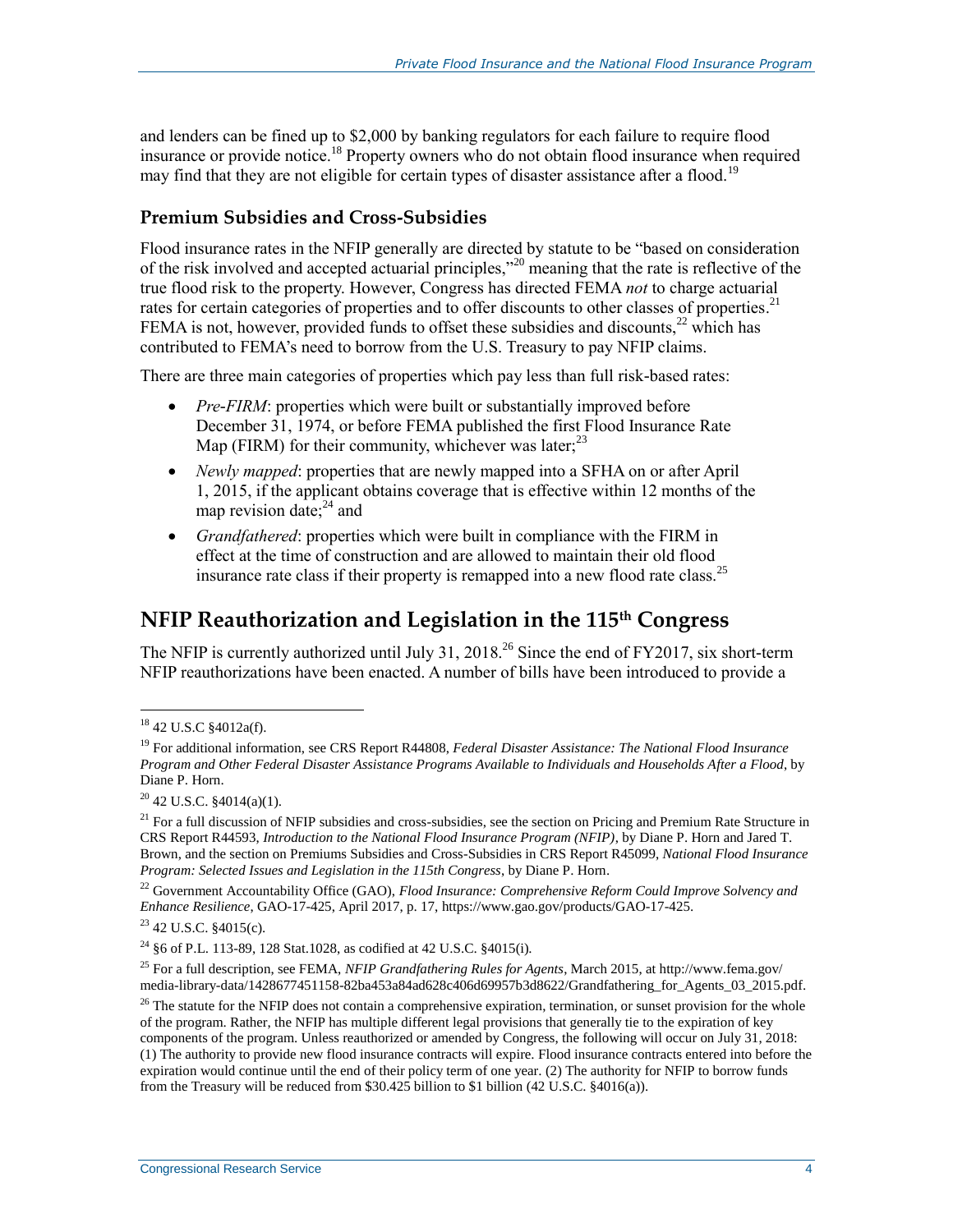and lenders can be fined up to $2,000 by banking regulators for each failure to require flood insurance or provide notice.[18] Property owners who do not obtain flood insurance when required may find that they are not eligible for certain types of disaster assistance after a flood.[19]

### Premium Subsidies and Cross-Subsidies

Flood insurance rates in the NFIP generally are directed by statute to be "based on consideration of the risk involved and accepted actuarial principles,"[20] meaning that the rate is reflective of the true flood risk to the property. However, Congress has directed FEMA *not* to charge actuarial rates for certain categories of properties and to offer discounts to other classes of properties.[21] FEMA is not, however, provided funds to offset these subsidies and discounts,[22] which has contributed to FEMA's need to borrow from the U.S. Treasury to pay NFIP claims.

There are three main categories of properties which pay less than full risk-based rates:

- *Pre-FIRM*: properties which were built or substantially improved before December 31, 1974, or before FEMA published the first Flood Insurance Rate Map (FIRM) for their community, whichever was later;[23]
- *Newly mapped*: properties that are newly mapped into a SFHA on or after April 1, 2015, if the applicant obtains coverage that is effective within 12 months of the map revision date;[24] and
- *Grandfathered*: properties which were built in compliance with the FIRM in effect at the time of construction and are allowed to maintain their old flood insurance rate class if their property is remapped into a new flood rate class.[25]

## NFIP Reauthorization and Legislation in the 115th Congress

The NFIP is currently authorized until July 31, 2018.[26] Since the end of FY2017, six short-term NFIP reauthorizations have been enacted. A number of bills have been introduced to provide a

---

[18] 42 U.S.C §4012a(f).

[19] For additional information, see CRS Report R44808, *Federal Disaster Assistance: The National Flood Insurance Program and Other Federal Disaster Assistance Programs Available to Individuals and Households After a Flood*, by Diane P. Horn.

[20] 42 U.S.C. §4014(a)(1).

[21] For a full discussion of NFIP subsidies and cross-subsidies, see the section on Pricing and Premium Rate Structure in CRS Report R44593, *Introduction to the National Flood Insurance Program (NFIP)*, by Diane P. Horn and Jared T. Brown, and the section on Premiums Subsidies and Cross-Subsidies in CRS Report R45099, *National Flood Insurance Program: Selected Issues and Legislation in the 115th Congress*, by Diane P. Horn.

[22] Government Accountability Office (GAO), *Flood Insurance: Comprehensive Reform Could Improve Solvency and Enhance Resilience*, GAO-17-425, April 2017, p. 17, https://www.gao.gov/products/GAO-17-425.

[23] 42 U.S.C. §4015(c).

[24] §6 of P.L. 113-89, 128 Stat.1028, as codified at 42 U.S.C. §4015(i).

[25] For a full description, see FEMA, *NFIP Grandfathering Rules for Agents*, March 2015, at http://www.fema.gov/media-library-data/1428677451158-82ba453a84ad628c406d69957b3d8622/Grandfathering_for_Agents_03_2015.pdf.

[26] The statute for the NFIP does not contain a comprehensive expiration, termination, or sunset provision for the whole of the program. Rather, the NFIP has multiple different legal provisions that generally tie to the expiration of key components of the program. Unless reauthorized or amended by Congress, the following will occur on July 31, 2018: (1) The authority to provide new flood insurance contracts will expire. Flood insurance contracts entered into before the expiration would continue until the end of their policy term of one year. (2) The authority for NFIP to borrow funds from the Treasury will be reduced from $30.425 billion to $1 billion (42 U.S.C. §4016(a)).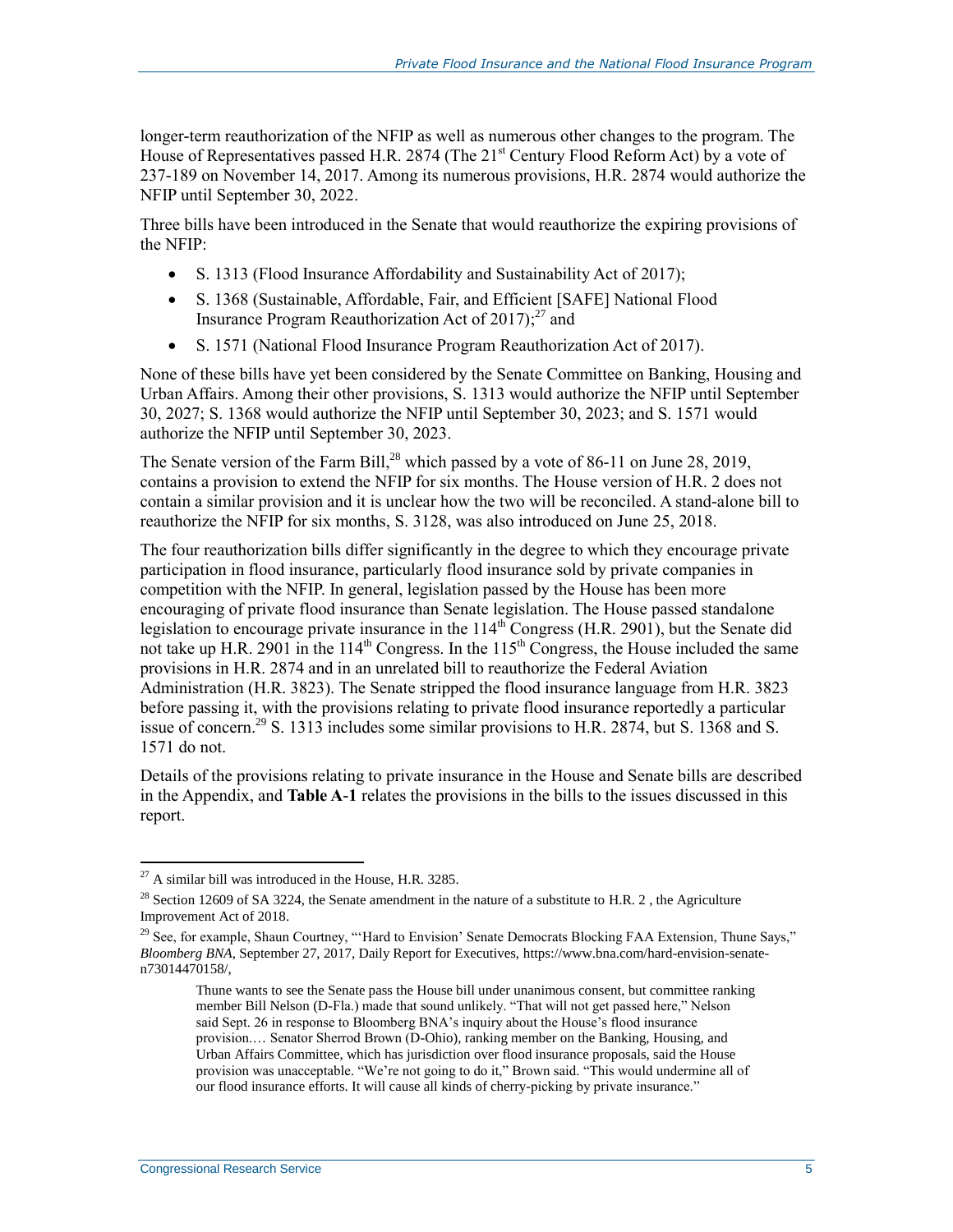longer-term reauthorization of the NFIP as well as numerous other changes to the program. The House of Representatives passed H.R. 2874 (The 21st Century Flood Reform Act) by a vote of 237-189 on November 14, 2017. Among its numerous provisions, H.R. 2874 would authorize the NFIP until September 30, 2022.

Three bills have been introduced in the Senate that would reauthorize the expiring provisions of the NFIP:

- S. 1313 (Flood Insurance Affordability and Sustainability Act of 2017);
- S. 1368 (Sustainable, Affordable, Fair, and Efficient [SAFE] National Flood Insurance Program Reauthorization Act of 2017);[27] and
- S. 1571 (National Flood Insurance Program Reauthorization Act of 2017).

None of these bills have yet been considered by the Senate Committee on Banking, Housing and Urban Affairs. Among their other provisions, S. 1313 would authorize the NFIP until September 30, 2027; S. 1368 would authorize the NFIP until September 30, 2023; and S. 1571 would authorize the NFIP until September 30, 2023.

The Senate version of the Farm Bill,[28] which passed by a vote of 86-11 on June 28, 2019, contains a provision to extend the NFIP for six months. The House version of H.R. 2 does not contain a similar provision and it is unclear how the two will be reconciled. A stand-alone bill to reauthorize the NFIP for six months, S. 3128, was also introduced on June 25, 2018.

The four reauthorization bills differ significantly in the degree to which they encourage private participation in flood insurance, particularly flood insurance sold by private companies in competition with the NFIP. In general, legislation passed by the House has been more encouraging of private flood insurance than Senate legislation. The House passed standalone legislation to encourage private insurance in the 114th Congress (H.R. 2901), but the Senate did not take up H.R. 2901 in the 114th Congress. In the 115th Congress, the House included the same provisions in H.R. 2874 and in an unrelated bill to reauthorize the Federal Aviation Administration (H.R. 3823). The Senate stripped the flood insurance language from H.R. 3823 before passing it, with the provisions relating to private flood insurance reportedly a particular issue of concern.[29] S. 1313 includes some similar provisions to H.R. 2874, but S. 1368 and S. 1571 do not.

Details of the provisions relating to private insurance in the House and Senate bills are described in the Appendix, and **Table A-1** relates the provisions in the bills to the issues discussed in this report.

---

[27] A similar bill was introduced in the House, H.R. 3285.

[28] Section 12609 of SA 3224, the Senate amendment in the nature of a substitute to H.R. 2 , the Agriculture Improvement Act of 2018.

[29] See, for example, Shaun Courtney, "'Hard to Envision' Senate Democrats Blocking FAA Extension, Thune Says," *Bloomberg BNA*, September 27, 2017, Daily Report for Executives, https://www.bna.com/hard-envision-senate-n73014470158/,

> Thune wants to see the Senate pass the House bill under unanimous consent, but committee ranking member Bill Nelson (D-Fla.) made that sound unlikely. "That will not get passed here," Nelson said Sept. 26 in response to Bloomberg BNA's inquiry about the House's flood insurance provision.… Senator Sherrod Brown (D-Ohio), ranking member on the Banking, Housing, and Urban Affairs Committee, which has jurisdiction over flood insurance proposals, said the House provision was unacceptable. "We're not going to do it," Brown said. "This would undermine all of our flood insurance efforts. It will cause all kinds of cherry-picking by private insurance."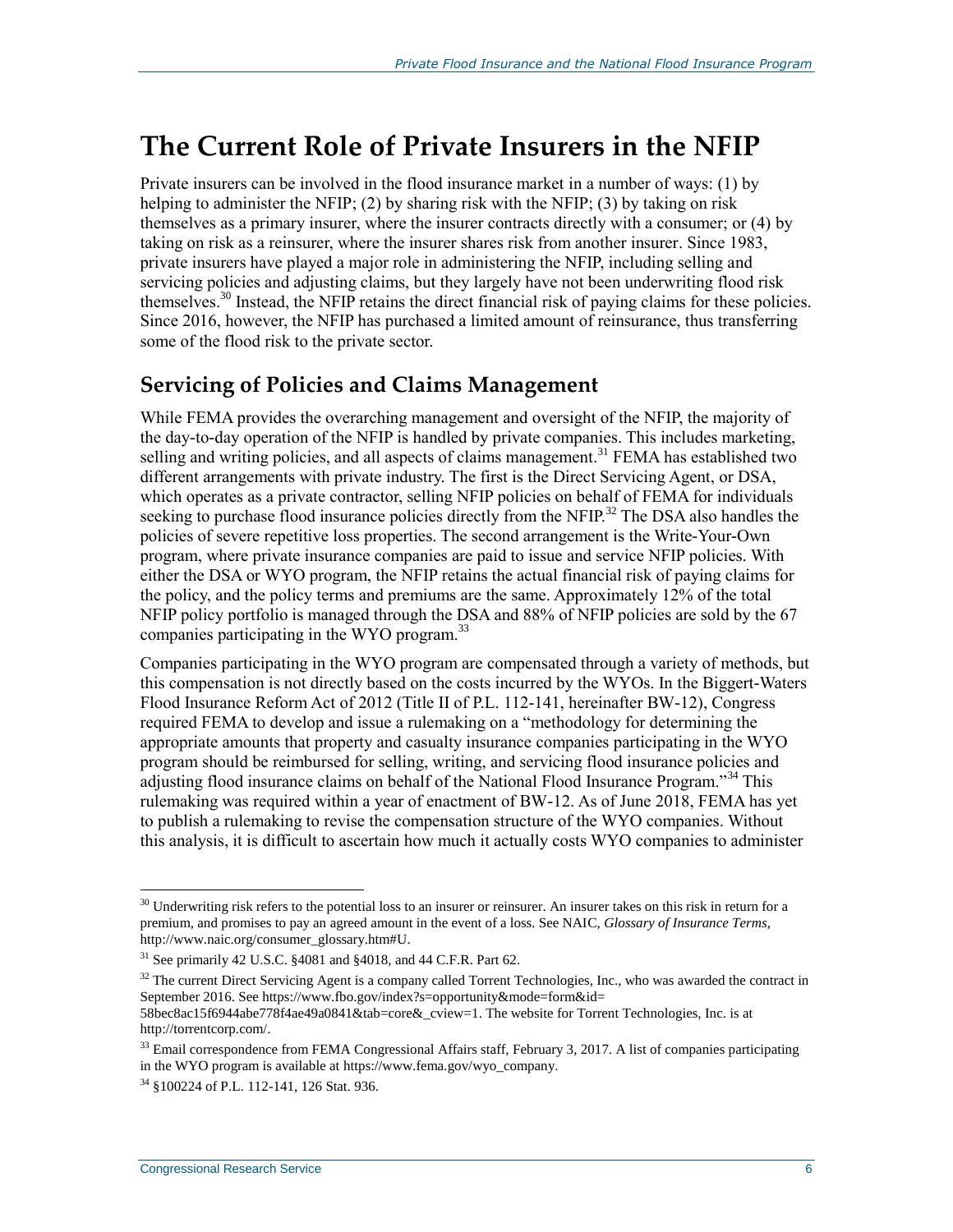# The Current Role of Private Insurers in the NFIP

Private insurers can be involved in the flood insurance market in a number of ways: (1) by helping to administer the NFIP; (2) by sharing risk with the NFIP; (3) by taking on risk themselves as a primary insurer, where the insurer contracts directly with a consumer; or (4) by taking on risk as a reinsurer, where the insurer shares risk from another insurer. Since 1983, private insurers have played a major role in administering the NFIP, including selling and servicing policies and adjusting claims, but they largely have not been underwriting flood risk themselves.[30] Instead, the NFIP retains the direct financial risk of paying claims for these policies. Since 2016, however, the NFIP has purchased a limited amount of reinsurance, thus transferring some of the flood risk to the private sector.

## Servicing of Policies and Claims Management

While FEMA provides the overarching management and oversight of the NFIP, the majority of the day-to-day operation of the NFIP is handled by private companies. This includes marketing, selling and writing policies, and all aspects of claims management.[31] FEMA has established two different arrangements with private industry. The first is the Direct Servicing Agent, or DSA, which operates as a private contractor, selling NFIP policies on behalf of FEMA for individuals seeking to purchase flood insurance policies directly from the NFIP.[32] The DSA also handles the policies of severe repetitive loss properties. The second arrangement is the Write-Your-Own program, where private insurance companies are paid to issue and service NFIP policies. With either the DSA or WYO program, the NFIP retains the actual financial risk of paying claims for the policy, and the policy terms and premiums are the same. Approximately 12% of the total NFIP policy portfolio is managed through the DSA and 88% of NFIP policies are sold by the 67 companies participating in the WYO program.[33]

Companies participating in the WYO program are compensated through a variety of methods, but this compensation is not directly based on the costs incurred by the WYOs. In the Biggert-Waters Flood Insurance Reform Act of 2012 (Title II of P.L. 112-141, hereinafter BW-12), Congress required FEMA to develop and issue a rulemaking on a "methodology for determining the appropriate amounts that property and casualty insurance companies participating in the WYO program should be reimbursed for selling, writing, and servicing flood insurance policies and adjusting flood insurance claims on behalf of the National Flood Insurance Program."[34] This rulemaking was required within a year of enactment of BW-12. As of June 2018, FEMA has yet to publish a rulemaking to revise the compensation structure of the WYO companies. Without this analysis, it is difficult to ascertain how much it actually costs WYO companies to administer

---

[30] Underwriting risk refers to the potential loss to an insurer or reinsurer. An insurer takes on this risk in return for a premium, and promises to pay an agreed amount in the event of a loss. See NAIC, *Glossary of Insurance Terms*, http://www.naic.org/consumer_glossary.htm#U.

[31] See primarily 42 U.S.C. §4081 and §4018, and 44 C.F.R. Part 62.

[32] The current Direct Servicing Agent is a company called Torrent Technologies, Inc., who was awarded the contract in September 2016. See https://www.fbo.gov/index?s=opportunity&mode=form&id=58bec8ac15f6944abe778f4ae49a0841&tab=core&_cview=1. The website for Torrent Technologies, Inc. is at http://torrentcorp.com/.

[33] Email correspondence from FEMA Congressional Affairs staff, February 3, 2017. A list of companies participating in the WYO program is available at https://www.fema.gov/wyo_company.

[34] §100224 of P.L. 112-141, 126 Stat. 936.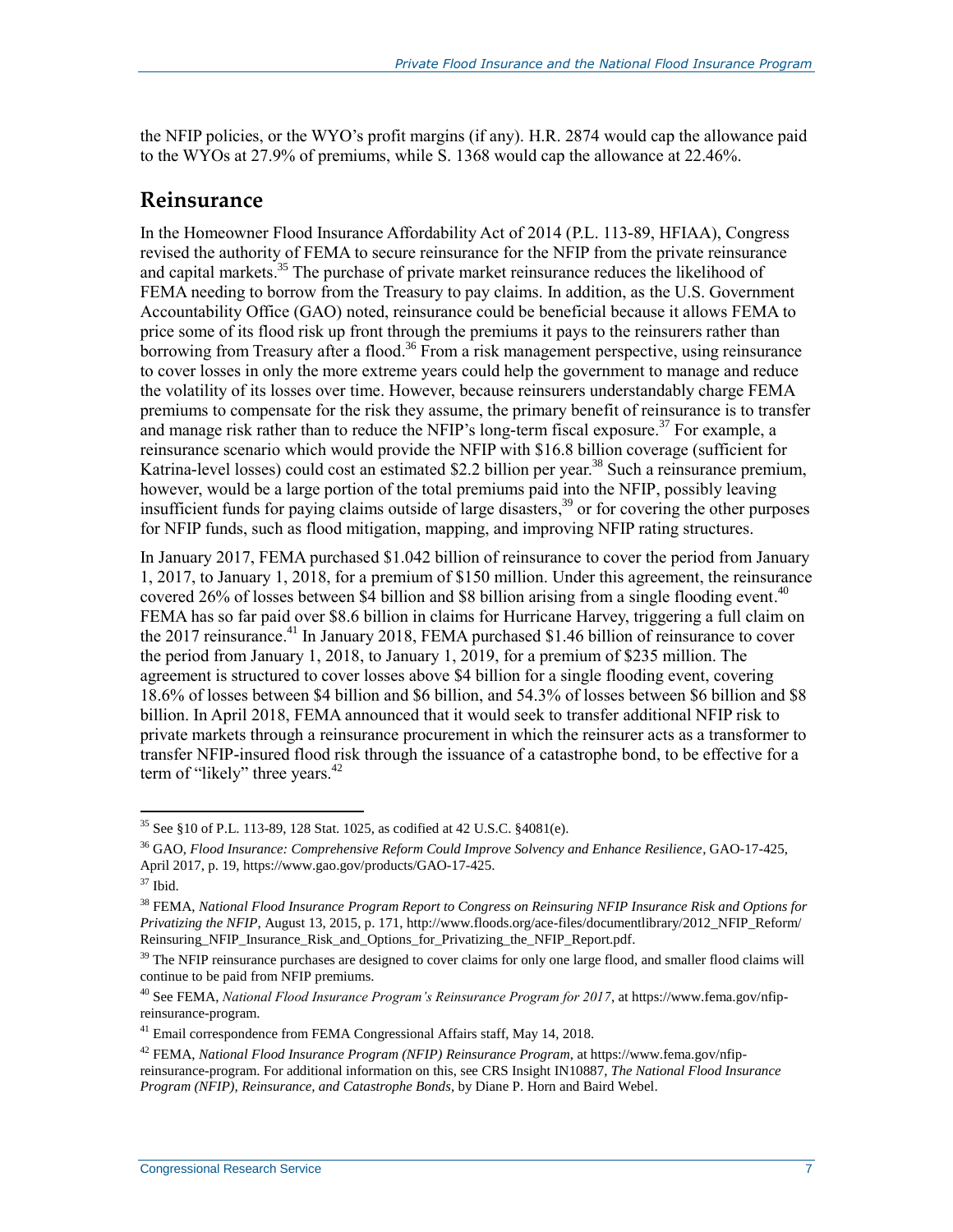the NFIP policies, or the WYO's profit margins (if any). H.R. 2874 would cap the allowance paid to the WYOs at 27.9% of premiums, while S. 1368 would cap the allowance at 22.46%.

## Reinsurance

In the Homeowner Flood Insurance Affordability Act of 2014 (P.L. 113-89, HFIAA), Congress revised the authority of FEMA to secure reinsurance for the NFIP from the private reinsurance and capital markets.[35] The purchase of private market reinsurance reduces the likelihood of FEMA needing to borrow from the Treasury to pay claims. In addition, as the U.S. Government Accountability Office (GAO) noted, reinsurance could be beneficial because it allows FEMA to price some of its flood risk up front through the premiums it pays to the reinsurers rather than borrowing from Treasury after a flood.[36] From a risk management perspective, using reinsurance to cover losses in only the more extreme years could help the government to manage and reduce the volatility of its losses over time. However, because reinsurers understandably charge FEMA premiums to compensate for the risk they assume, the primary benefit of reinsurance is to transfer and manage risk rather than to reduce the NFIP's long-term fiscal exposure.[37] For example, a reinsurance scenario which would provide the NFIP with $16.8 billion coverage (sufficient for Katrina-level losses) could cost an estimated $2.2 billion per year.[38] Such a reinsurance premium, however, would be a large portion of the total premiums paid into the NFIP, possibly leaving insufficient funds for paying claims outside of large disasters,[39] or for covering the other purposes for NFIP funds, such as flood mitigation, mapping, and improving NFIP rating structures.

In January 2017, FEMA purchased $1.042 billion of reinsurance to cover the period from January 1, 2017, to January 1, 2018, for a premium of $150 million. Under this agreement, the reinsurance covered 26% of losses between $4 billion and $8 billion arising from a single flooding event.[40] FEMA has so far paid over $8.6 billion in claims for Hurricane Harvey, triggering a full claim on the 2017 reinsurance.[41] In January 2018, FEMA purchased $1.46 billion of reinsurance to cover the period from January 1, 2018, to January 1, 2019, for a premium of $235 million. The agreement is structured to cover losses above $4 billion for a single flooding event, covering 18.6% of losses between $4 billion and $6 billion, and 54.3% of losses between $6 billion and $8 billion. In April 2018, FEMA announced that it would seek to transfer additional NFIP risk to private markets through a reinsurance procurement in which the reinsurer acts as a transformer to transfer NFIP-insured flood risk through the issuance of a catastrophe bond, to be effective for a term of "likely" three years.[42]

---

[35] See §10 of P.L. 113-89, 128 Stat. 1025, as codified at 42 U.S.C. §4081(e).

[36] GAO, *Flood Insurance: Comprehensive Reform Could Improve Solvency and Enhance Resilience*, GAO-17-425, April 2017, p. 19, https://www.gao.gov/products/GAO-17-425.

[37] Ibid.

[38] FEMA, *National Flood Insurance Program Report to Congress on Reinsuring NFIP Insurance Risk and Options for Privatizing the NFIP*, August 13, 2015, p. 171, http://www.floods.org/ace-files/documentlibrary/2012_NFIP_Reform/Reinsuring_NFIP_Insurance_Risk_and_Options_for_Privatizing_the_NFIP_Report.pdf.

[39] The NFIP reinsurance purchases are designed to cover claims for only one large flood, and smaller flood claims will continue to be paid from NFIP premiums.

[40] See FEMA, *National Flood Insurance Program's Reinsurance Program for 2017*, at https://www.fema.gov/nfip-reinsurance-program.

[41] Email correspondence from FEMA Congressional Affairs staff, May 14, 2018.

[42] FEMA, *National Flood Insurance Program (NFIP) Reinsurance Program*, at https://www.fema.gov/nfip-reinsurance-program. For additional information on this, see CRS Insight IN10887, *The National Flood Insurance Program (NFIP), Reinsurance, and Catastrophe Bonds*, by Diane P. Horn and Baird Webel.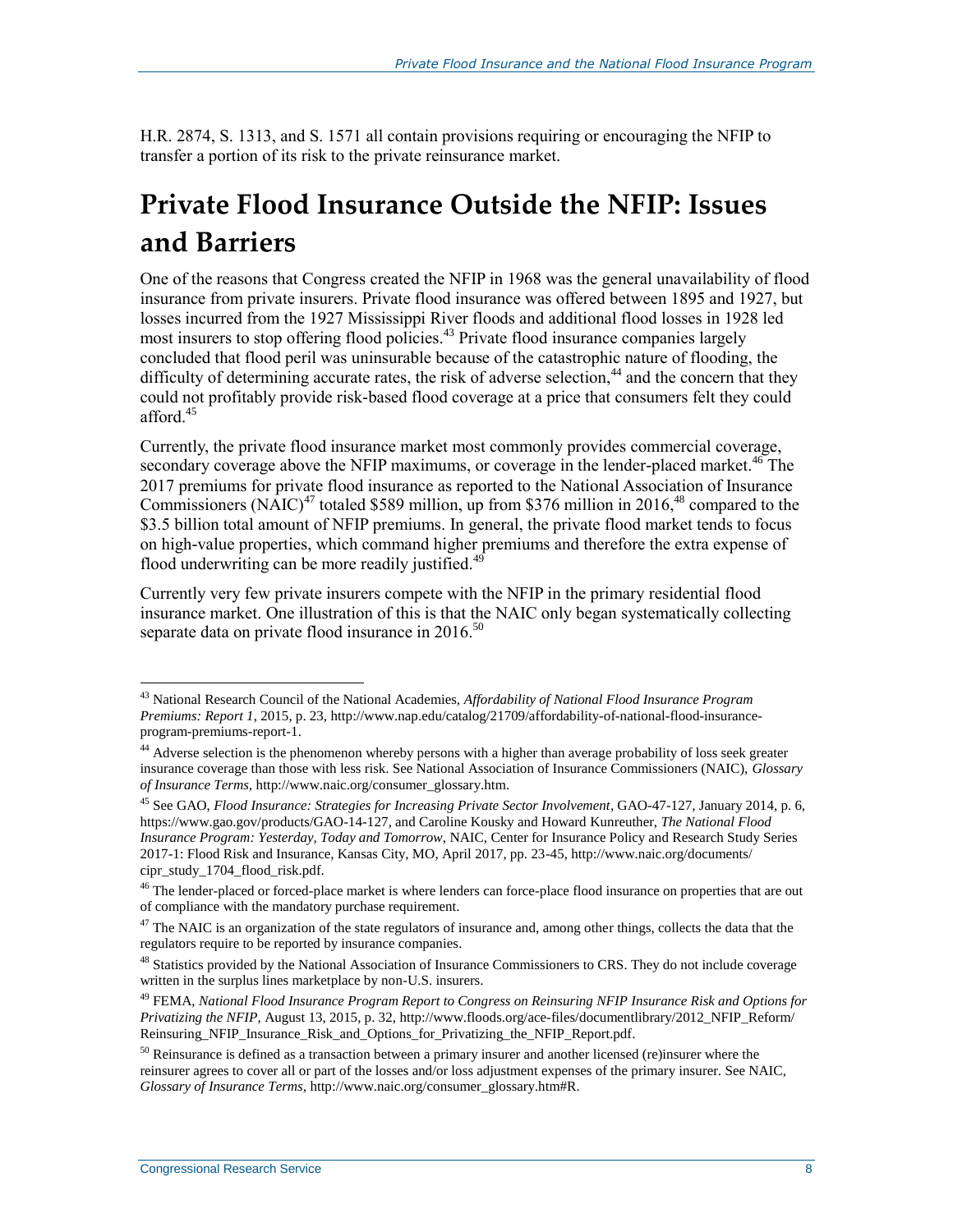H.R. 2874, S. 1313, and S. 1571 all contain provisions requiring or encouraging the NFIP to transfer a portion of its risk to the private reinsurance market.

# Private Flood Insurance Outside the NFIP: Issues and Barriers

One of the reasons that Congress created the NFIP in 1968 was the general unavailability of flood insurance from private insurers. Private flood insurance was offered between 1895 and 1927, but losses incurred from the 1927 Mississippi River floods and additional flood losses in 1928 led most insurers to stop offering flood policies.[43] Private flood insurance companies largely concluded that flood peril was uninsurable because of the catastrophic nature of flooding, the difficulty of determining accurate rates, the risk of adverse selection,[44] and the concern that they could not profitably provide risk-based flood coverage at a price that consumers felt they could afford.[45]

Currently, the private flood insurance market most commonly provides commercial coverage, secondary coverage above the NFIP maximums, or coverage in the lender-placed market.[46] The 2017 premiums for private flood insurance as reported to the National Association of Insurance Commissioners (NAIC)[47] totaled $589 million, up from $376 million in 2016,[48] compared to the $3.5 billion total amount of NFIP premiums. In general, the private flood market tends to focus on high-value properties, which command higher premiums and therefore the extra expense of flood underwriting can be more readily justified.[49]

Currently very few private insurers compete with the NFIP in the primary residential flood insurance market. One illustration of this is that the NAIC only began systematically collecting separate data on private flood insurance in 2016.[50]

---

[43] National Research Council of the National Academies, *Affordability of National Flood Insurance Program Premiums: Report 1*, 2015, p. 23, http://www.nap.edu/catalog/21709/affordability-of-national-flood-insurance-program-premiums-report-1.

[44] Adverse selection is the phenomenon whereby persons with a higher than average probability of loss seek greater insurance coverage than those with less risk. See National Association of Insurance Commissioners (NAIC), *Glossary of Insurance Terms*, http://www.naic.org/consumer_glossary.htm.

[45] See GAO, *Flood Insurance: Strategies for Increasing Private Sector Involvement*, GAO-47-127, January 2014, p. 6, https://www.gao.gov/products/GAO-14-127, and Caroline Kousky and Howard Kunreuther, *The National Flood Insurance Program: Yesterday, Today and Tomorrow*, NAIC, Center for Insurance Policy and Research Study Series 2017-1: Flood Risk and Insurance, Kansas City, MO, April 2017, pp. 23-45, http://www.naic.org/documents/cipr_study_1704_flood_risk.pdf.

[46] The lender-placed or forced-place market is where lenders can force-place flood insurance on properties that are out of compliance with the mandatory purchase requirement.

[47] The NAIC is an organization of the state regulators of insurance and, among other things, collects the data that the regulators require to be reported by insurance companies.

[48] Statistics provided by the National Association of Insurance Commissioners to CRS. They do not include coverage written in the surplus lines marketplace by non-U.S. insurers.

[49] FEMA, *National Flood Insurance Program Report to Congress on Reinsuring NFIP Insurance Risk and Options for Privatizing the NFIP*, August 13, 2015, p. 32, http://www.floods.org/ace-files/documentlibrary/2012_NFIP_Reform/Reinsuring_NFIP_Insurance_Risk_and_Options_for_Privatizing_the_NFIP_Report.pdf.

[50] Reinsurance is defined as a transaction between a primary insurer and another licensed (re)insurer where the reinsurer agrees to cover all or part of the losses and/or loss adjustment expenses of the primary insurer. See NAIC, *Glossary of Insurance Terms*, http://www.naic.org/consumer_glossary.htm#R.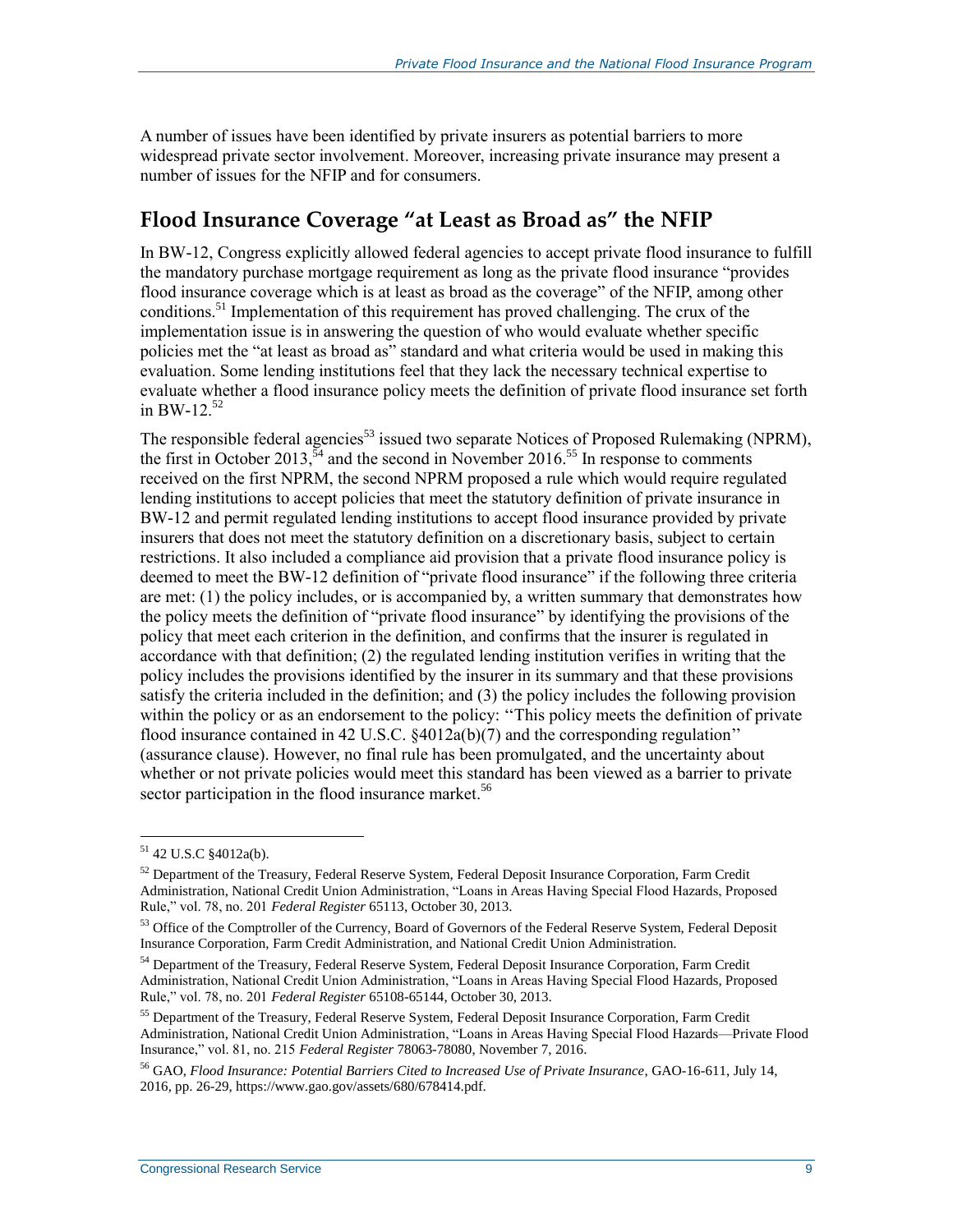A number of issues have been identified by private insurers as potential barriers to more widespread private sector involvement. Moreover, increasing private insurance may present a number of issues for the NFIP and for consumers.

## Flood Insurance Coverage "at Least as Broad as" the NFIP

In BW-12, Congress explicitly allowed federal agencies to accept private flood insurance to fulfill the mandatory purchase mortgage requirement as long as the private flood insurance "provides flood insurance coverage which is at least as broad as the coverage" of the NFIP, among other conditions.[51] Implementation of this requirement has proved challenging. The crux of the implementation issue is in answering the question of who would evaluate whether specific policies met the "at least as broad as" standard and what criteria would be used in making this evaluation. Some lending institutions feel that they lack the necessary technical expertise to evaluate whether a flood insurance policy meets the definition of private flood insurance set forth in BW-12.[52]

The responsible federal agencies[53] issued two separate Notices of Proposed Rulemaking (NPRM), the first in October 2013,[54] and the second in November 2016.[55] In response to comments received on the first NPRM, the second NPRM proposed a rule which would require regulated lending institutions to accept policies that meet the statutory definition of private insurance in BW-12 and permit regulated lending institutions to accept flood insurance provided by private insurers that does not meet the statutory definition on a discretionary basis, subject to certain restrictions. It also included a compliance aid provision that a private flood insurance policy is deemed to meet the BW-12 definition of "private flood insurance" if the following three criteria are met: (1) the policy includes, or is accompanied by, a written summary that demonstrates how the policy meets the definition of "private flood insurance" by identifying the provisions of the policy that meet each criterion in the definition, and confirms that the insurer is regulated in accordance with that definition; (2) the regulated lending institution verifies in writing that the policy includes the provisions identified by the insurer in its summary and that these provisions satisfy the criteria included in the definition; and (3) the policy includes the following provision within the policy or as an endorsement to the policy: ''This policy meets the definition of private flood insurance contained in 42 U.S.C. §4012a(b)(7) and the corresponding regulation'' (assurance clause). However, no final rule has been promulgated, and the uncertainty about whether or not private policies would meet this standard has been viewed as a barrier to private sector participation in the flood insurance market.[56]

---

[51] 42 U.S.C §4012a(b).

[52] Department of the Treasury, Federal Reserve System, Federal Deposit Insurance Corporation, Farm Credit Administration, National Credit Union Administration, "Loans in Areas Having Special Flood Hazards, Proposed Rule," vol. 78, no. 201 *Federal Register* 65113, October 30, 2013.

[53] Office of the Comptroller of the Currency, Board of Governors of the Federal Reserve System, Federal Deposit Insurance Corporation, Farm Credit Administration, and National Credit Union Administration.

[54] Department of the Treasury, Federal Reserve System, Federal Deposit Insurance Corporation, Farm Credit Administration, National Credit Union Administration, "Loans in Areas Having Special Flood Hazards, Proposed Rule," vol. 78, no. 201 *Federal Register* 65108-65144, October 30, 2013.

[55] Department of the Treasury, Federal Reserve System, Federal Deposit Insurance Corporation, Farm Credit Administration, National Credit Union Administration, "Loans in Areas Having Special Flood Hazards—Private Flood Insurance," vol. 81, no. 215 *Federal Register* 78063-78080, November 7, 2016.

[56] GAO, *Flood Insurance: Potential Barriers Cited to Increased Use of Private Insurance*, GAO-16-611, July 14, 2016, pp. 26-29, https://www.gao.gov/assets/680/678414.pdf.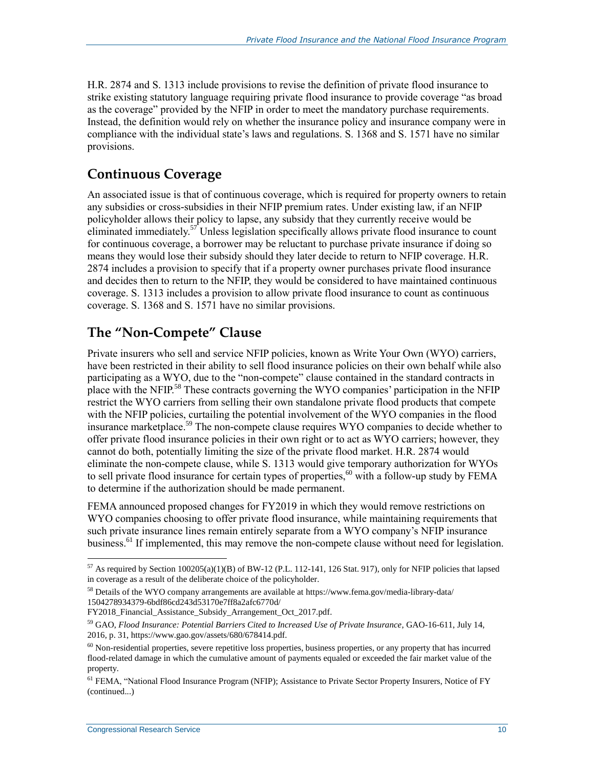H.R. 2874 and S. 1313 include provisions to revise the definition of private flood insurance to strike existing statutory language requiring private flood insurance to provide coverage "as broad as the coverage" provided by the NFIP in order to meet the mandatory purchase requirements. Instead, the definition would rely on whether the insurance policy and insurance company were in compliance with the individual state's laws and regulations. S. 1368 and S. 1571 have no similar provisions.

## Continuous Coverage

An associated issue is that of continuous coverage, which is required for property owners to retain any subsidies or cross-subsidies in their NFIP premium rates. Under existing law, if an NFIP policyholder allows their policy to lapse, any subsidy that they currently receive would be eliminated immediately.[57] Unless legislation specifically allows private flood insurance to count for continuous coverage, a borrower may be reluctant to purchase private insurance if doing so means they would lose their subsidy should they later decide to return to NFIP coverage. H.R. 2874 includes a provision to specify that if a property owner purchases private flood insurance and decides then to return to the NFIP, they would be considered to have maintained continuous coverage. S. 1313 includes a provision to allow private flood insurance to count as continuous coverage. S. 1368 and S. 1571 have no similar provisions.

## The "Non-Compete" Clause

Private insurers who sell and service NFIP policies, known as Write Your Own (WYO) carriers, have been restricted in their ability to sell flood insurance policies on their own behalf while also participating as a WYO, due to the "non-compete" clause contained in the standard contracts in place with the NFIP.[58] These contracts governing the WYO companies' participation in the NFIP restrict the WYO carriers from selling their own standalone private flood products that compete with the NFIP policies, curtailing the potential involvement of the WYO companies in the flood insurance marketplace.[59] The non-compete clause requires WYO companies to decide whether to offer private flood insurance policies in their own right or to act as WYO carriers; however, they cannot do both, potentially limiting the size of the private flood market. H.R. 2874 would eliminate the non-compete clause, while S. 1313 would give temporary authorization for WYOs to sell private flood insurance for certain types of properties,[60] with a follow-up study by FEMA to determine if the authorization should be made permanent.

FEMA announced proposed changes for FY2019 in which they would remove restrictions on WYO companies choosing to offer private flood insurance, while maintaining requirements that such private insurance lines remain entirely separate from a WYO company's NFIP insurance business.[61] If implemented, this may remove the non-compete clause without need for legislation.

---

[57] As required by Section 100205(a)(1)(B) of BW-12 (P.L. 112-141, 126 Stat. 917), only for NFIP policies that lapsed in coverage as a result of the deliberate choice of the policyholder.

[58] Details of the WYO company arrangements are available at https://www.fema.gov/media-library-data/1504278934379-6bdf86cd243d53170e7ff8a2afc6770d/FY2018_Financial_Assistance_Subsidy_Arrangement_Oct_2017.pdf.

[59] GAO, *Flood Insurance: Potential Barriers Cited to Increased Use of Private Insurance*, GAO-16-611, July 14, 2016, p. 31, https://www.gao.gov/assets/680/678414.pdf.

[60] Non-residential properties, severe repetitive loss properties, business properties, or any property that has incurred flood-related damage in which the cumulative amount of payments equaled or exceeded the fair market value of the property.

[61] FEMA, "National Flood Insurance Program (NFIP); Assistance to Private Sector Property Insurers, Notice of FY (continued...)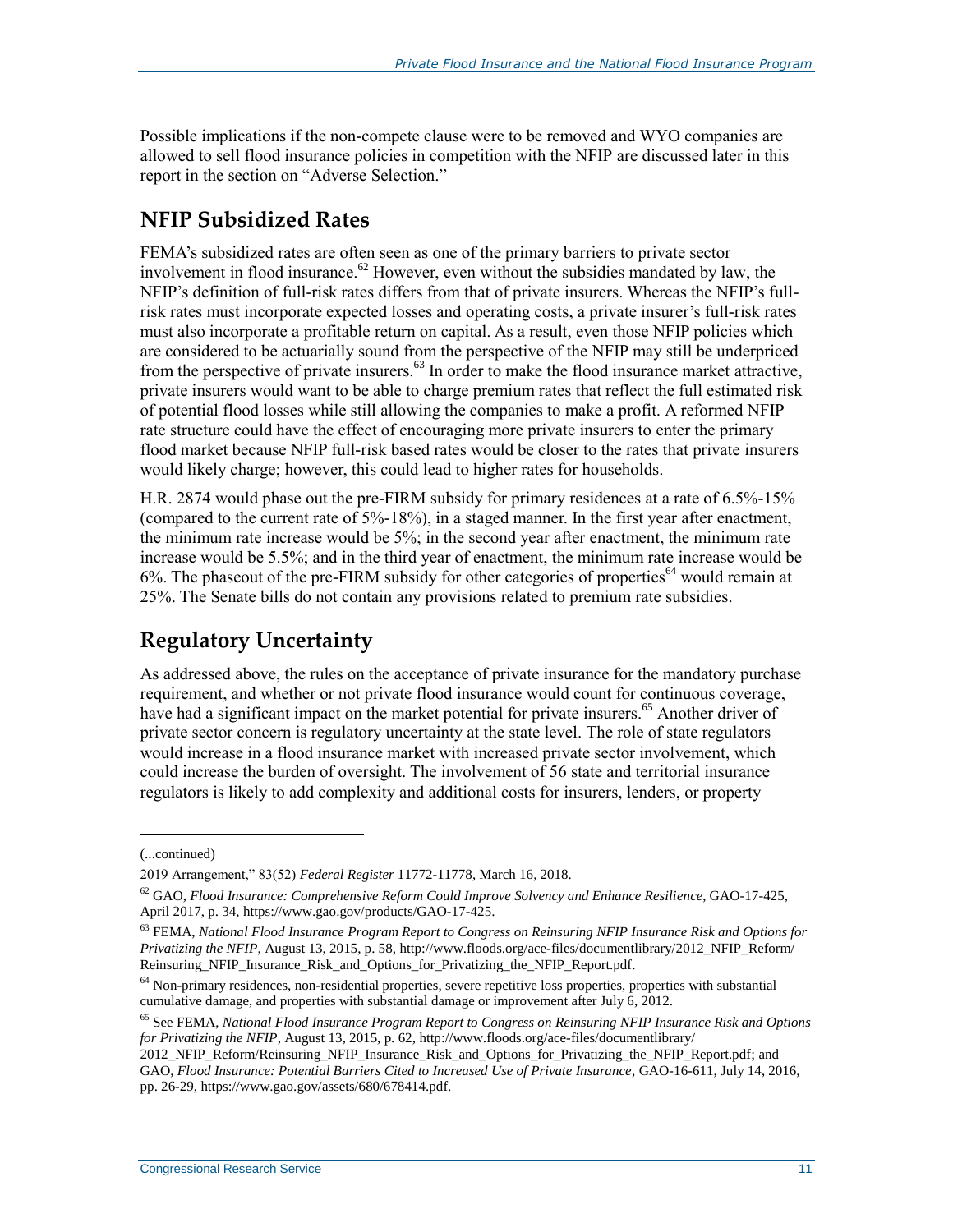Possible implications if the non-compete clause were to be removed and WYO companies are allowed to sell flood insurance policies in competition with the NFIP are discussed later in this report in the section on "Adverse Selection."

## NFIP Subsidized Rates

FEMA's subsidized rates are often seen as one of the primary barriers to private sector involvement in flood insurance.[62] However, even without the subsidies mandated by law, the NFIP's definition of full-risk rates differs from that of private insurers. Whereas the NFIP's full-risk rates must incorporate expected losses and operating costs, a private insurer's full-risk rates must also incorporate a profitable return on capital. As a result, even those NFIP policies which are considered to be actuarially sound from the perspective of the NFIP may still be underpriced from the perspective of private insurers.[63] In order to make the flood insurance market attractive, private insurers would want to be able to charge premium rates that reflect the full estimated risk of potential flood losses while still allowing the companies to make a profit. A reformed NFIP rate structure could have the effect of encouraging more private insurers to enter the primary flood market because NFIP full-risk based rates would be closer to the rates that private insurers would likely charge; however, this could lead to higher rates for households.

H.R. 2874 would phase out the pre-FIRM subsidy for primary residences at a rate of 6.5%-15% (compared to the current rate of 5%-18%), in a staged manner. In the first year after enactment, the minimum rate increase would be 5%; in the second year after enactment, the minimum rate increase would be 5.5%; and in the third year of enactment, the minimum rate increase would be 6%. The phaseout of the pre-FIRM subsidy for other categories of properties[64] would remain at 25%. The Senate bills do not contain any provisions related to premium rate subsidies.

## Regulatory Uncertainty

As addressed above, the rules on the acceptance of private insurance for the mandatory purchase requirement, and whether or not private flood insurance would count for continuous coverage, have had a significant impact on the market potential for private insurers.[65] Another driver of private sector concern is regulatory uncertainty at the state level. The role of state regulators would increase in a flood insurance market with increased private sector involvement, which could increase the burden of oversight. The involvement of 56 state and territorial insurance regulators is likely to add complexity and additional costs for insurers, lenders, or property

---

(...continued)

2019 Arrangement," 83(52) *Federal Register* 11772-11778, March 16, 2018.

[62] GAO, *Flood Insurance: Comprehensive Reform Could Improve Solvency and Enhance Resilience*, GAO-17-425, April 2017, p. 34, https://www.gao.gov/products/GAO-17-425.

[63] FEMA, *National Flood Insurance Program Report to Congress on Reinsuring NFIP Insurance Risk and Options for Privatizing the NFIP*, August 13, 2015, p. 58, http://www.floods.org/ace-files/documentlibrary/2012_NFIP_Reform/Reinsuring_NFIP_Insurance_Risk_and_Options_for_Privatizing_the_NFIP_Report.pdf.

[64] Non-primary residences, non-residential properties, severe repetitive loss properties, properties with substantial cumulative damage, and properties with substantial damage or improvement after July 6, 2012.

[65] See FEMA, *National Flood Insurance Program Report to Congress on Reinsuring NFIP Insurance Risk and Options for Privatizing the NFIP*, August 13, 2015, p. 62, http://www.floods.org/ace-files/documentlibrary/2012_NFIP_Reform/Reinsuring_NFIP_Insurance_Risk_and_Options_for_Privatizing_the_NFIP_Report.pdf; and GAO, *Flood Insurance: Potential Barriers Cited to Increased Use of Private Insurance*, GAO-16-611, July 14, 2016, pp. 26-29, https://www.gao.gov/assets/680/678414.pdf.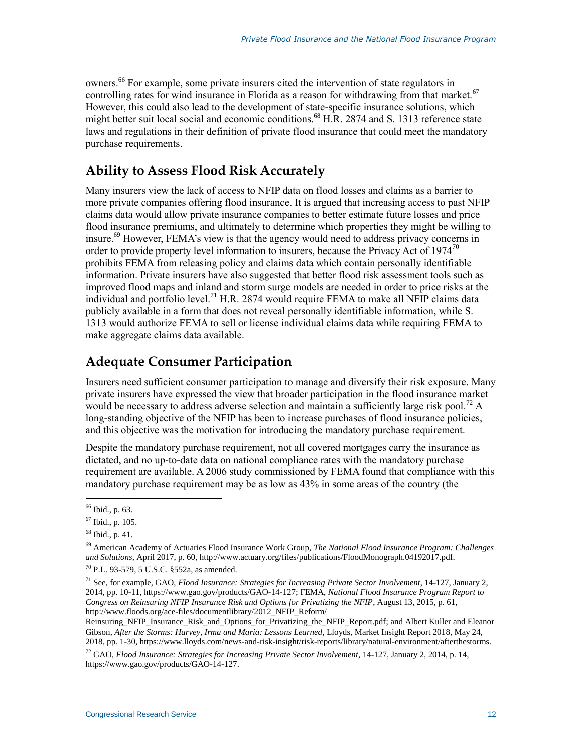owners.[66] For example, some private insurers cited the intervention of state regulators in controlling rates for wind insurance in Florida as a reason for withdrawing from that market.[67] However, this could also lead to the development of state-specific insurance solutions, which might better suit local social and economic conditions.[68] H.R. 2874 and S. 1313 reference state laws and regulations in their definition of private flood insurance that could meet the mandatory purchase requirements.

## Ability to Assess Flood Risk Accurately

Many insurers view the lack of access to NFIP data on flood losses and claims as a barrier to more private companies offering flood insurance. It is argued that increasing access to past NFIP claims data would allow private insurance companies to better estimate future losses and price flood insurance premiums, and ultimately to determine which properties they might be willing to insure.[69] However, FEMA's view is that the agency would need to address privacy concerns in order to provide property level information to insurers, because the Privacy Act of 1974[70] prohibits FEMA from releasing policy and claims data which contain personally identifiable information. Private insurers have also suggested that better flood risk assessment tools such as improved flood maps and inland and storm surge models are needed in order to price risks at the individual and portfolio level.[71] H.R. 2874 would require FEMA to make all NFIP claims data publicly available in a form that does not reveal personally identifiable information, while S. 1313 would authorize FEMA to sell or license individual claims data while requiring FEMA to make aggregate claims data available.

## Adequate Consumer Participation

Insurers need sufficient consumer participation to manage and diversify their risk exposure. Many private insurers have expressed the view that broader participation in the flood insurance market would be necessary to address adverse selection and maintain a sufficiently large risk pool.[72] A long-standing objective of the NFIP has been to increase purchases of flood insurance policies, and this objective was the motivation for introducing the mandatory purchase requirement.

Despite the mandatory purchase requirement, not all covered mortgages carry the insurance as dictated, and no up-to-date data on national compliance rates with the mandatory purchase requirement are available. A 2006 study commissioned by FEMA found that compliance with this mandatory purchase requirement may be as low as 43% in some areas of the country (the

---

[66] Ibid., p. 63.

[67] Ibid., p. 105.

[68] Ibid., p. 41.

[69] American Academy of Actuaries Flood Insurance Work Group, *The National Flood Insurance Program: Challenges and Solutions*, April 2017, p. 60, http://www.actuary.org/files/publications/FloodMonograph.04192017.pdf.

[70] P.L. 93-579, 5 U.S.C. §552a, as amended.

[71] See, for example, GAO, *Flood Insurance: Strategies for Increasing Private Sector Involvement*, 14-127, January 2, 2014, pp. 10-11, https://www.gao.gov/products/GAO-14-127; FEMA, *National Flood Insurance Program Report to Congress on Reinsuring NFIP Insurance Risk and Options for Privatizing the NFIP*, August 13, 2015, p. 61, http://www.floods.org/ace-files/documentlibrary/2012_NFIP_Reform/Reinsuring_NFIP_Insurance_Risk_and_Options_for_Privatizing_the_NFIP_Report.pdf; and Albert Kuller and Eleanor Gibson, *After the Storms: Harvey, Irma and Maria: Lessons Learned*, Lloyds, Market Insight Report 2018, May 24, 2018, pp. 1-30, https://www.lloyds.com/news-and-risk-insight/risk-reports/library/natural-environment/afterthestorms.

[72] GAO, *Flood Insurance: Strategies for Increasing Private Sector Involvement*, 14-127, January 2, 2014, p. 14, https://www.gao.gov/products/GAO-14-127.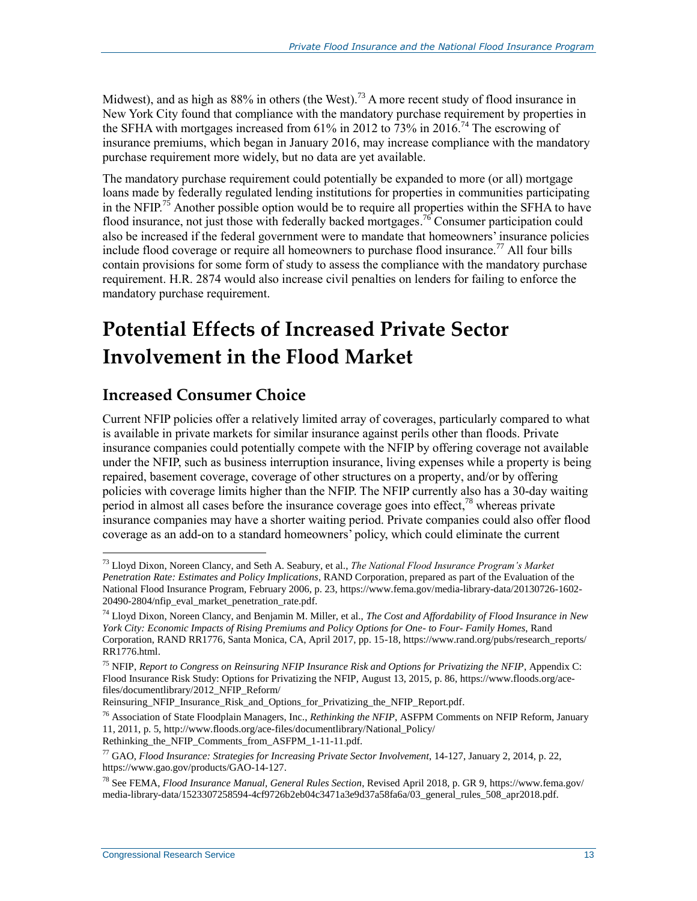Midwest), and as high as 88% in others (the West).[73] A more recent study of flood insurance in New York City found that compliance with the mandatory purchase requirement by properties in the SFHA with mortgages increased from 61% in 2012 to 73% in 2016.[74] The escrowing of insurance premiums, which began in January 2016, may increase compliance with the mandatory purchase requirement more widely, but no data are yet available.

The mandatory purchase requirement could potentially be expanded to more (or all) mortgage loans made by federally regulated lending institutions for properties in communities participating in the NFIP.[75] Another possible option would be to require all properties within the SFHA to have flood insurance, not just those with federally backed mortgages.[76] Consumer participation could also be increased if the federal government were to mandate that homeowners' insurance policies include flood coverage or require all homeowners to purchase flood insurance.[77] All four bills contain provisions for some form of study to assess the compliance with the mandatory purchase requirement. H.R. 2874 would also increase civil penalties on lenders for failing to enforce the mandatory purchase requirement.

# Potential Effects of Increased Private Sector Involvement in the Flood Market

## Increased Consumer Choice

Current NFIP policies offer a relatively limited array of coverages, particularly compared to what is available in private markets for similar insurance against perils other than floods. Private insurance companies could potentially compete with the NFIP by offering coverage not available under the NFIP, such as business interruption insurance, living expenses while a property is being repaired, basement coverage, coverage of other structures on a property, and/or by offering policies with coverage limits higher than the NFIP. The NFIP currently also has a 30-day waiting period in almost all cases before the insurance coverage goes into effect,[78] whereas private insurance companies may have a shorter waiting period. Private companies could also offer flood coverage as an add-on to a standard homeowners' policy, which could eliminate the current

---

[73] Lloyd Dixon, Noreen Clancy, and Seth A. Seabury, et al., *The National Flood Insurance Program's Market Penetration Rate: Estimates and Policy Implications*, RAND Corporation, prepared as part of the Evaluation of the National Flood Insurance Program, February 2006, p. 23, https://www.fema.gov/media-library-data/20130726-1602-20490-2804/nfip_eval_market_penetration_rate.pdf.

[74] Lloyd Dixon, Noreen Clancy, and Benjamin M. Miller, et al., *The Cost and Affordability of Flood Insurance in New York City: Economic Impacts of Rising Premiums and Policy Options for One- to Four- Family Homes*, Rand Corporation, RAND RR1776, Santa Monica, CA, April 2017, pp. 15-18, https://www.rand.org/pubs/research_reports/RR1776.html.

[75] NFIP, *Report to Congress on Reinsuring NFIP Insurance Risk and Options for Privatizing the NFIP*, Appendix C: Flood Insurance Risk Study: Options for Privatizing the NFIP, August 13, 2015, p. 86, https://www.floods.org/ace-files/documentlibrary/2012_NFIP_Reform/Reinsuring_NFIP_Insurance_Risk_and_Options_for_Privatizing_the_NFIP_Report.pdf.

[76] Association of State Floodplain Managers, Inc., *Rethinking the NFIP*, ASFPM Comments on NFIP Reform, January 11, 2011, p. 5, http://www.floods.org/ace-files/documentlibrary/National_Policy/Rethinking_the_NFIP_Comments_from_ASFPM_1-11-11.pdf.

[77] GAO, *Flood Insurance: Strategies for Increasing Private Sector Involvement*, 14-127, January 2, 2014, p. 22, https://www.gao.gov/products/GAO-14-127.

[78] See FEMA, *Flood Insurance Manual, General Rules Section*, Revised April 2018, p. GR 9, https://www.fema.gov/media-library-data/1523307258594-4cf9726b2eb04c3471a3e9d37a58fa6a/03_general_rules_508_apr2018.pdf.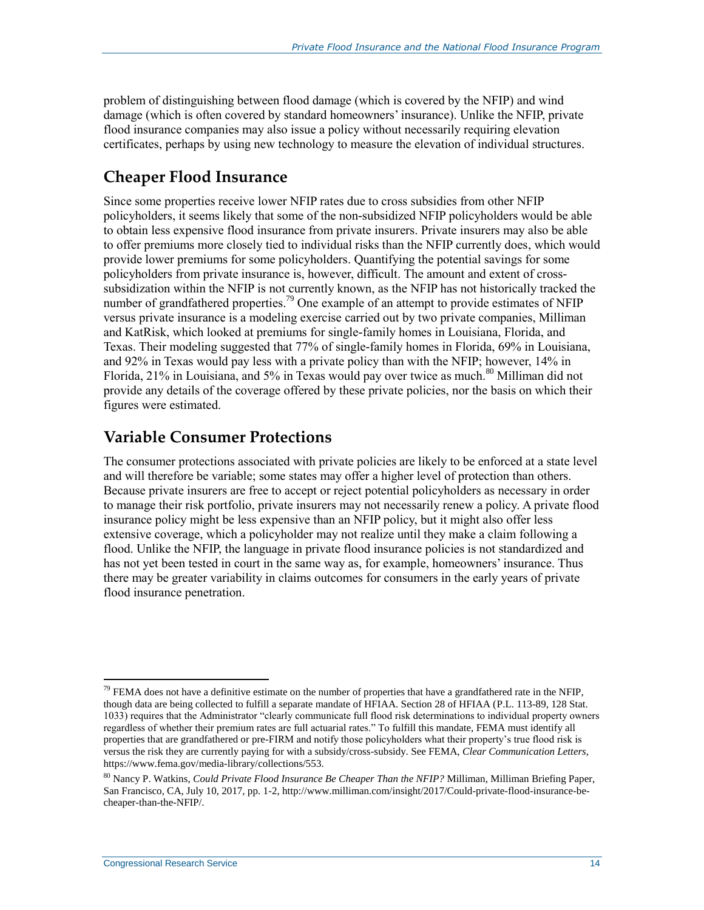problem of distinguishing between flood damage (which is covered by the NFIP) and wind damage (which is often covered by standard homeowners' insurance). Unlike the NFIP, private flood insurance companies may also issue a policy without necessarily requiring elevation certificates, perhaps by using new technology to measure the elevation of individual structures.

## Cheaper Flood Insurance

Since some properties receive lower NFIP rates due to cross subsidies from other NFIP policyholders, it seems likely that some of the non-subsidized NFIP policyholders would be able to obtain less expensive flood insurance from private insurers. Private insurers may also be able to offer premiums more closely tied to individual risks than the NFIP currently does, which would provide lower premiums for some policyholders. Quantifying the potential savings for some policyholders from private insurance is, however, difficult. The amount and extent of cross-subsidization within the NFIP is not currently known, as the NFIP has not historically tracked the number of grandfathered properties.[79] One example of an attempt to provide estimates of NFIP versus private insurance is a modeling exercise carried out by two private companies, Milliman and KatRisk, which looked at premiums for single-family homes in Louisiana, Florida, and Texas. Their modeling suggested that 77% of single-family homes in Florida, 69% in Louisiana, and 92% in Texas would pay less with a private policy than with the NFIP; however, 14% in Florida, 21% in Louisiana, and 5% in Texas would pay over twice as much.[80] Milliman did not provide any details of the coverage offered by these private policies, nor the basis on which their figures were estimated.

## Variable Consumer Protections

The consumer protections associated with private policies are likely to be enforced at a state level and will therefore be variable; some states may offer a higher level of protection than others. Because private insurers are free to accept or reject potential policyholders as necessary in order to manage their risk portfolio, private insurers may not necessarily renew a policy. A private flood insurance policy might be less expensive than an NFIP policy, but it might also offer less extensive coverage, which a policyholder may not realize until they make a claim following a flood. Unlike the NFIP, the language in private flood insurance policies is not standardized and has not yet been tested in court in the same way as, for example, homeowners' insurance. Thus there may be greater variability in claims outcomes for consumers in the early years of private flood insurance penetration.

---

[79] FEMA does not have a definitive estimate on the number of properties that have a grandfathered rate in the NFIP, though data are being collected to fulfill a separate mandate of HFIAA. Section 28 of HFIAA (P.L. 113-89, 128 Stat. 1033) requires that the Administrator "clearly communicate full flood risk determinations to individual property owners regardless of whether their premium rates are full actuarial rates." To fulfill this mandate, FEMA must identify all properties that are grandfathered or pre-FIRM and notify those policyholders what their property's true flood risk is versus the risk they are currently paying for with a subsidy/cross-subsidy. See FEMA, *Clear Communication Letters*, https://www.fema.gov/media-library/collections/553.

[80] Nancy P. Watkins, *Could Private Flood Insurance Be Cheaper Than the NFIP?* Milliman, Milliman Briefing Paper, San Francisco, CA, July 10, 2017, pp. 1-2, http://www.milliman.com/insight/2017/Could-private-flood-insurance-be-cheaper-than-the-NFIP/.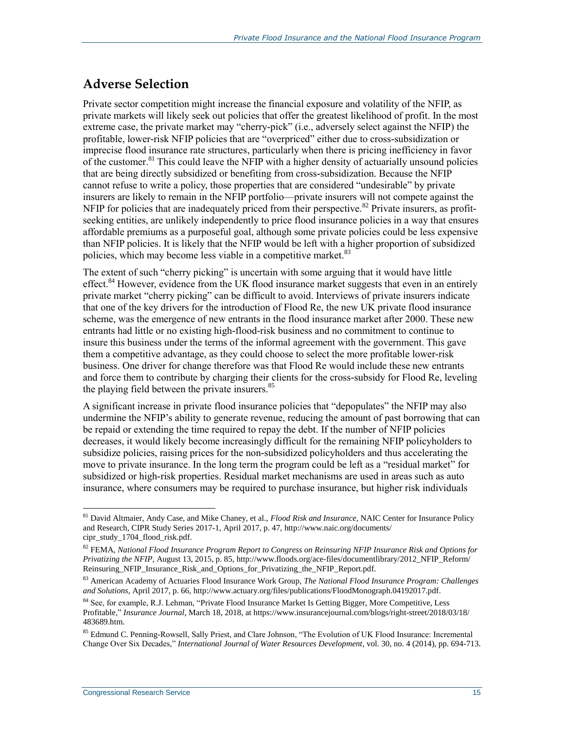## Adverse Selection

Private sector competition might increase the financial exposure and volatility of the NFIP, as private markets will likely seek out policies that offer the greatest likelihood of profit. In the most extreme case, the private market may "cherry-pick" (i.e., adversely select against the NFIP) the profitable, lower-risk NFIP policies that are "overpriced" either due to cross-subsidization or imprecise flood insurance rate structures, particularly when there is pricing inefficiency in favor of the customer.[81] This could leave the NFIP with a higher density of actuarially unsound policies that are being directly subsidized or benefiting from cross-subsidization. Because the NFIP cannot refuse to write a policy, those properties that are considered "undesirable" by private insurers are likely to remain in the NFIP portfolio—private insurers will not compete against the NFIP for policies that are inadequately priced from their perspective.[82] Private insurers, as profit-seeking entities, are unlikely independently to price flood insurance policies in a way that ensures affordable premiums as a purposeful goal, although some private policies could be less expensive than NFIP policies. It is likely that the NFIP would be left with a higher proportion of subsidized policies, which may become less viable in a competitive market.[83]

The extent of such "cherry picking" is uncertain with some arguing that it would have little effect.[84] However, evidence from the UK flood insurance market suggests that even in an entirely private market "cherry picking" can be difficult to avoid. Interviews of private insurers indicate that one of the key drivers for the introduction of Flood Re, the new UK private flood insurance scheme, was the emergence of new entrants in the flood insurance market after 2000. These new entrants had little or no existing high-flood-risk business and no commitment to continue to insure this business under the terms of the informal agreement with the government. This gave them a competitive advantage, as they could choose to select the more profitable lower-risk business. One driver for change therefore was that Flood Re would include these new entrants and force them to contribute by charging their clients for the cross-subsidy for Flood Re, leveling the playing field between the private insurers.[85]

A significant increase in private flood insurance policies that "depopulates" the NFIP may also undermine the NFIP's ability to generate revenue, reducing the amount of past borrowing that can be repaid or extending the time required to repay the debt. If the number of NFIP policies decreases, it would likely become increasingly difficult for the remaining NFIP policyholders to subsidize policies, raising prices for the non-subsidized policyholders and thus accelerating the move to private insurance. In the long term the program could be left as a "residual market" for subsidized or high-risk properties. Residual market mechanisms are used in areas such as auto insurance, where consumers may be required to purchase insurance, but higher risk individuals

---

[81] David Altmaier, Andy Case, and Mike Chaney, et al., *Flood Risk and Insurance*, NAIC Center for Insurance Policy and Research, CIPR Study Series 2017-1, April 2017, p. 47, http://www.naic.org/documents/cipr_study_1704_flood_risk.pdf.

[82] FEMA, *National Flood Insurance Program Report to Congress on Reinsuring NFIP Insurance Risk and Options for Privatizing the NFIP*, August 13, 2015, p. 85, http://www.floods.org/ace-files/documentlibrary/2012_NFIP_Reform/Reinsuring_NFIP_Insurance_Risk_and_Options_for_Privatizing_the_NFIP_Report.pdf.

[83] American Academy of Actuaries Flood Insurance Work Group, *The National Flood Insurance Program: Challenges and Solutions*, April 2017, p. 66, http://www.actuary.org/files/publications/FloodMonograph.04192017.pdf.

[84] See, for example, R.J. Lehman, "Private Flood Insurance Market Is Getting Bigger, More Competitive, Less Profitable," *Insurance Journal*, March 18, 2018, at https://www.insurancejournal.com/blogs/right-street/2018/03/18/483689.htm.

[85] Edmund C. Penning-Rowsell, Sally Priest, and Clare Johnson, "The Evolution of UK Flood Insurance: Incremental Change Over Six Decades," *International Journal of Water Resources Development*, vol. 30, no. 4 (2014), pp. 694-713.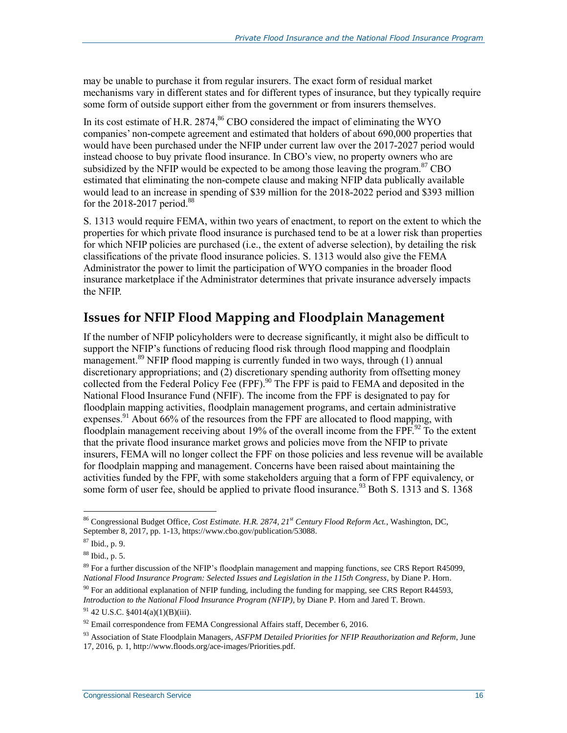may be unable to purchase it from regular insurers. The exact form of residual market mechanisms vary in different states and for different types of insurance, but they typically require some form of outside support either from the government or from insurers themselves.

In its cost estimate of H.R. 2874,[86] CBO considered the impact of eliminating the WYO companies' non-compete agreement and estimated that holders of about 690,000 properties that would have been purchased under the NFIP under current law over the 2017-2027 period would instead choose to buy private flood insurance. In CBO's view, no property owners who are subsidized by the NFIP would be expected to be among those leaving the program.[87] CBO estimated that eliminating the non-compete clause and making NFIP data publically available would lead to an increase in spending of $39 million for the 2018-2022 period and $393 million for the 2018-2017 period.[88]

S. 1313 would require FEMA, within two years of enactment, to report on the extent to which the properties for which private flood insurance is purchased tend to be at a lower risk than properties for which NFIP policies are purchased (i.e., the extent of adverse selection), by detailing the risk classifications of the private flood insurance policies. S. 1313 would also give the FEMA Administrator the power to limit the participation of WYO companies in the broader flood insurance marketplace if the Administrator determines that private insurance adversely impacts the NFIP.

## Issues for NFIP Flood Mapping and Floodplain Management

If the number of NFIP policyholders were to decrease significantly, it might also be difficult to support the NFIP's functions of reducing flood risk through flood mapping and floodplain management.[89] NFIP flood mapping is currently funded in two ways, through (1) annual discretionary appropriations; and (2) discretionary spending authority from offsetting money collected from the Federal Policy Fee (FPF).[90] The FPF is paid to FEMA and deposited in the National Flood Insurance Fund (NFIF). The income from the FPF is designated to pay for floodplain mapping activities, floodplain management programs, and certain administrative expenses.[91] About 66% of the resources from the FPF are allocated to flood mapping, with floodplain management receiving about 19% of the overall income from the FPF.[92] To the extent that the private flood insurance market grows and policies move from the NFIP to private insurers, FEMA will no longer collect the FPF on those policies and less revenue will be available for floodplain mapping and management. Concerns have been raised about maintaining the activities funded by the FPF, with some stakeholders arguing that a form of FPF equivalency, or some form of user fee, should be applied to private flood insurance.[93] Both S. 1313 and S. 1368

---

[86] Congressional Budget Office, *Cost Estimate. H.R. 2874, 21st Century Flood Reform Act.*, Washington, DC, September 8, 2017, pp. 1-13, https://www.cbo.gov/publication/53088.

[87] Ibid., p. 9.

[88] Ibid., p. 5.

[89] For a further discussion of the NFIP's floodplain management and mapping functions, see CRS Report R45099, *National Flood Insurance Program: Selected Issues and Legislation in the 115th Congress*, by Diane P. Horn.

[90] For an additional explanation of NFIP funding, including the funding for mapping, see CRS Report R44593, *Introduction to the National Flood Insurance Program (NFIP)*, by Diane P. Horn and Jared T. Brown.

[91] 42 U.S.C. §4014(a)(1)(B)(iii).

[92] Email correspondence from FEMA Congressional Affairs staff, December 6, 2016.

[93] Association of State Floodplain Managers, *ASFPM Detailed Priorities for NFIP Reauthorization and Reform*, June 17, 2016, p. 1, http://www.floods.org/ace-images/Priorities.pdf.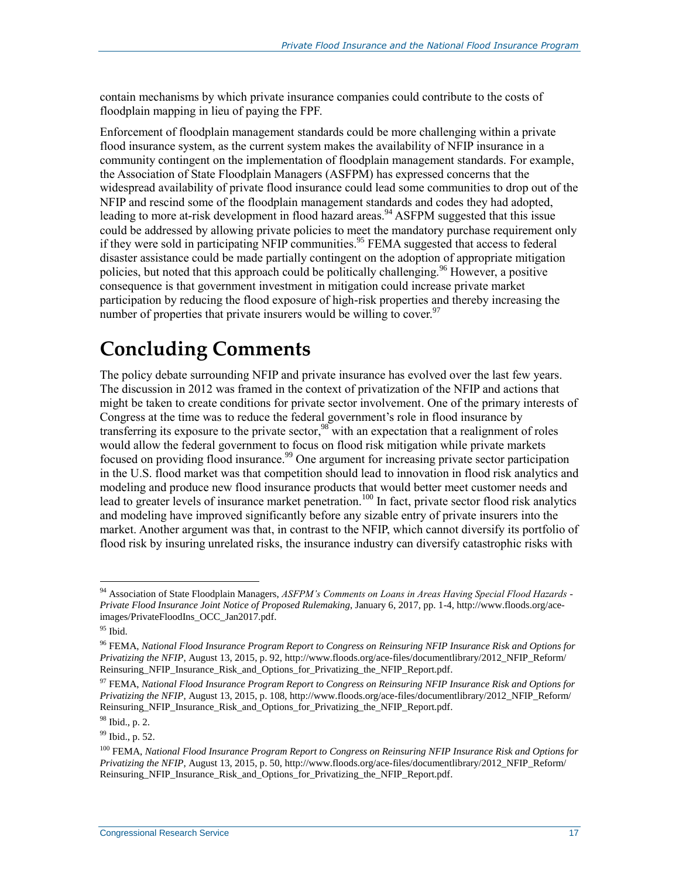contain mechanisms by which private insurance companies could contribute to the costs of floodplain mapping in lieu of paying the FPF.

Enforcement of floodplain management standards could be more challenging within a private flood insurance system, as the current system makes the availability of NFIP insurance in a community contingent on the implementation of floodplain management standards. For example, the Association of State Floodplain Managers (ASFPM) has expressed concerns that the widespread availability of private flood insurance could lead some communities to drop out of the NFIP and rescind some of the floodplain management standards and codes they had adopted, leading to more at-risk development in flood hazard areas.[94] ASFPM suggested that this issue could be addressed by allowing private policies to meet the mandatory purchase requirement only if they were sold in participating NFIP communities.[95] FEMA suggested that access to federal disaster assistance could be made partially contingent on the adoption of appropriate mitigation policies, but noted that this approach could be politically challenging.[96] However, a positive consequence is that government investment in mitigation could increase private market participation by reducing the flood exposure of high-risk properties and thereby increasing the number of properties that private insurers would be willing to cover.[97]

# Concluding Comments

The policy debate surrounding NFIP and private insurance has evolved over the last few years. The discussion in 2012 was framed in the context of privatization of the NFIP and actions that might be taken to create conditions for private sector involvement. One of the primary interests of Congress at the time was to reduce the federal government's role in flood insurance by transferring its exposure to the private sector,[98] with an expectation that a realignment of roles would allow the federal government to focus on flood risk mitigation while private markets focused on providing flood insurance.[99] One argument for increasing private sector participation in the U.S. flood market was that competition should lead to innovation in flood risk analytics and modeling and produce new flood insurance products that would better meet customer needs and lead to greater levels of insurance market penetration.[100] In fact, private sector flood risk analytics and modeling have improved significantly before any sizable entry of private insurers into the market. Another argument was that, in contrast to the NFIP, which cannot diversify its portfolio of flood risk by insuring unrelated risks, the insurance industry can diversify catastrophic risks with

---

[94] Association of State Floodplain Managers, *ASFPM's Comments on Loans in Areas Having Special Flood Hazards - Private Flood Insurance Joint Notice of Proposed Rulemaking*, January 6, 2017, pp. 1-4, http://www.floods.org/ace-images/PrivateFloodIns_OCC_Jan2017.pdf.

[95] Ibid.

[96] FEMA, *National Flood Insurance Program Report to Congress on Reinsuring NFIP Insurance Risk and Options for Privatizing the NFIP*, August 13, 2015, p. 92, http://www.floods.org/ace-files/documentlibrary/2012_NFIP_Reform/Reinsuring_NFIP_Insurance_Risk_and_Options_for_Privatizing_the_NFIP_Report.pdf.

[97] FEMA, *National Flood Insurance Program Report to Congress on Reinsuring NFIP Insurance Risk and Options for Privatizing the NFIP*, August 13, 2015, p. 108, http://www.floods.org/ace-files/documentlibrary/2012_NFIP_Reform/Reinsuring_NFIP_Insurance_Risk_and_Options_for_Privatizing_the_NFIP_Report.pdf.

[98] Ibid., p. 2.

[99] Ibid., p. 52.

[100] FEMA, *National Flood Insurance Program Report to Congress on Reinsuring NFIP Insurance Risk and Options for Privatizing the NFIP*, August 13, 2015, p. 50, http://www.floods.org/ace-files/documentlibrary/2012_NFIP_Reform/Reinsuring_NFIP_Insurance_Risk_and_Options_for_Privatizing_the_NFIP_Report.pdf.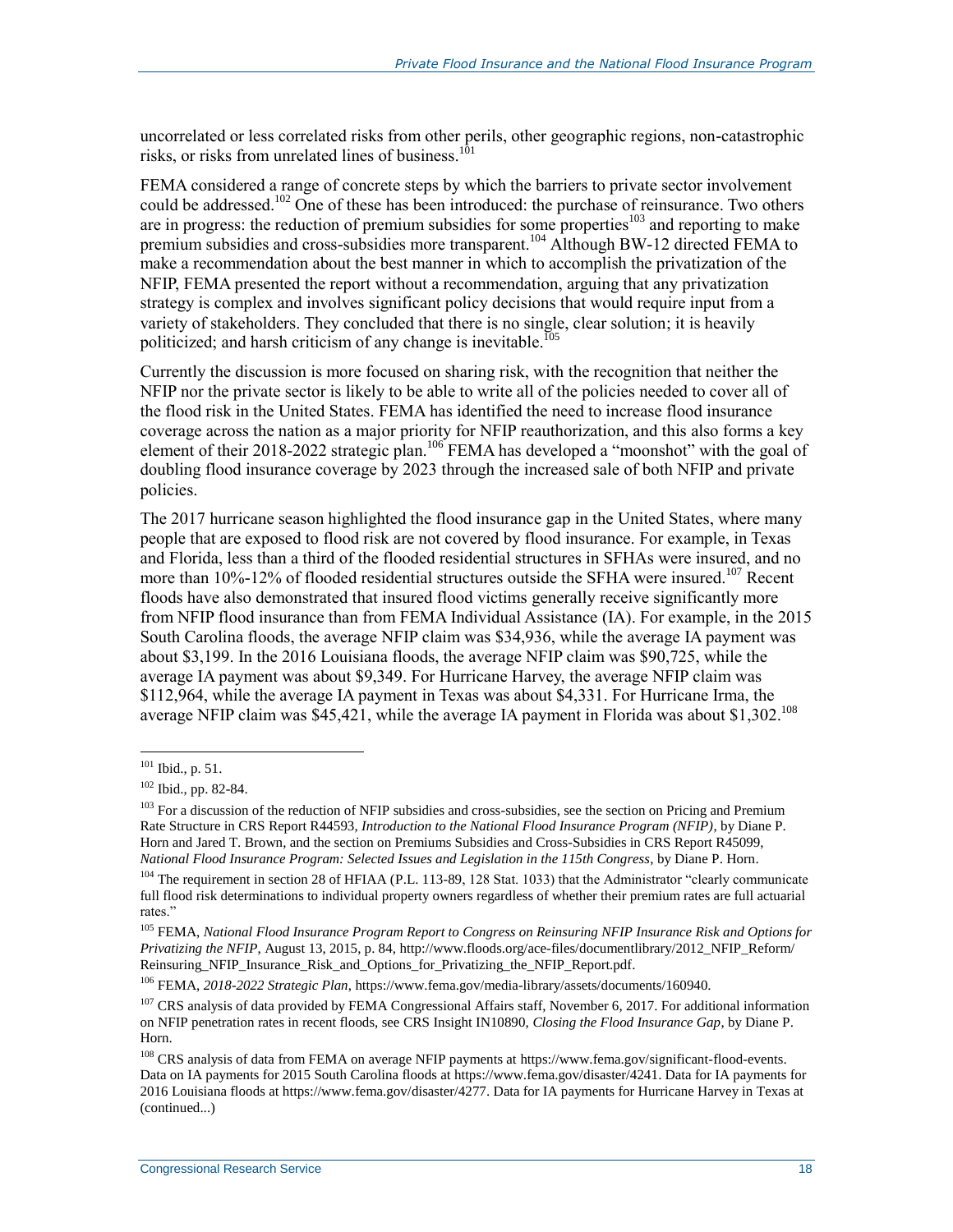uncorrelated or less correlated risks from other perils, other geographic regions, non-catastrophic risks, or risks from unrelated lines of business.[101]

FEMA considered a range of concrete steps by which the barriers to private sector involvement could be addressed.[102] One of these has been introduced: the purchase of reinsurance. Two others are in progress: the reduction of premium subsidies for some properties[103] and reporting to make premium subsidies and cross-subsidies more transparent.[104] Although BW-12 directed FEMA to make a recommendation about the best manner in which to accomplish the privatization of the NFIP, FEMA presented the report without a recommendation, arguing that any privatization strategy is complex and involves significant policy decisions that would require input from a variety of stakeholders. They concluded that there is no single, clear solution; it is heavily politicized; and harsh criticism of any change is inevitable.[105]

Currently the discussion is more focused on sharing risk, with the recognition that neither the NFIP nor the private sector is likely to be able to write all of the policies needed to cover all of the flood risk in the United States. FEMA has identified the need to increase flood insurance coverage across the nation as a major priority for NFIP reauthorization, and this also forms a key element of their 2018-2022 strategic plan.[106] FEMA has developed a "moonshot" with the goal of doubling flood insurance coverage by 2023 through the increased sale of both NFIP and private policies.

The 2017 hurricane season highlighted the flood insurance gap in the United States, where many people that are exposed to flood risk are not covered by flood insurance. For example, in Texas and Florida, less than a third of the flooded residential structures in SFHAs were insured, and no more than 10%-12% of flooded residential structures outside the SFHA were insured.[107] Recent floods have also demonstrated that insured flood victims generally receive significantly more from NFIP flood insurance than from FEMA Individual Assistance (IA). For example, in the 2015 South Carolina floods, the average NFIP claim was $34,936, while the average IA payment was about $3,199. In the 2016 Louisiana floods, the average NFIP claim was $90,725, while the average IA payment was about $9,349. For Hurricane Harvey, the average NFIP claim was $112,964, while the average IA payment in Texas was about $4,331. For Hurricane Irma, the average NFIP claim was $45,421, while the average IA payment in Florida was about $1,302.[108]

---

[101] Ibid., p. 51.

[102] Ibid., pp. 82-84.

[103] For a discussion of the reduction of NFIP subsidies and cross-subsidies, see the section on Pricing and Premium Rate Structure in CRS Report R44593, *Introduction to the National Flood Insurance Program (NFIP)*, by Diane P. Horn and Jared T. Brown, and the section on Premiums Subsidies and Cross-Subsidies in CRS Report R45099, *National Flood Insurance Program: Selected Issues and Legislation in the 115th Congress*, by Diane P. Horn.

[104] The requirement in section 28 of HFIAA (P.L. 113-89, 128 Stat. 1033) that the Administrator "clearly communicate full flood risk determinations to individual property owners regardless of whether their premium rates are full actuarial rates."

[105] FEMA, *National Flood Insurance Program Report to Congress on Reinsuring NFIP Insurance Risk and Options for Privatizing the NFIP*, August 13, 2015, p. 84, http://www.floods.org/ace-files/documentlibrary/2012_NFIP_Reform/Reinsuring_NFIP_Insurance_Risk_and_Options_for_Privatizing_the_NFIP_Report.pdf.

[106] FEMA, *2018-2022 Strategic Plan*, https://www.fema.gov/media-library/assets/documents/160940.

[107] CRS analysis of data provided by FEMA Congressional Affairs staff, November 6, 2017. For additional information on NFIP penetration rates in recent floods, see CRS Insight IN10890, *Closing the Flood Insurance Gap*, by Diane P. Horn.

[108] CRS analysis of data from FEMA on average NFIP payments at https://www.fema.gov/significant-flood-events. Data on IA payments for 2015 South Carolina floods at https://www.fema.gov/disaster/4241. Data for IA payments for 2016 Louisiana floods at https://www.fema.gov/disaster/4277. Data for IA payments for Hurricane Harvey in Texas at (continued...)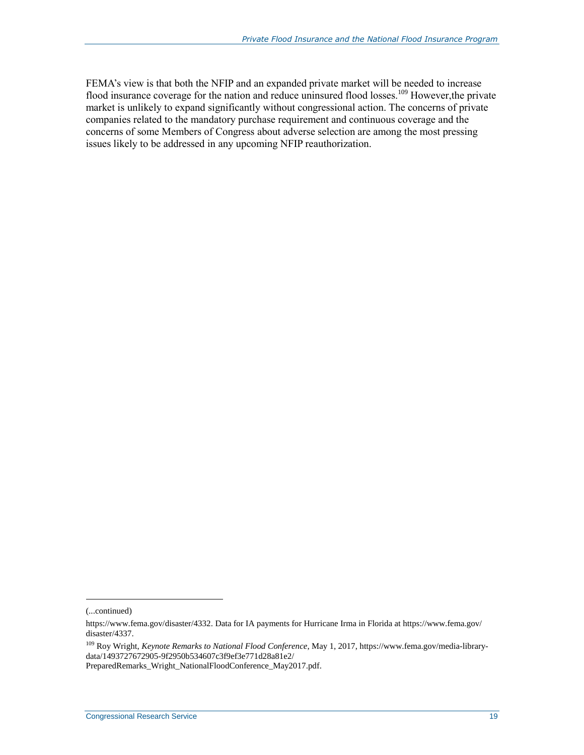FEMA's view is that both the NFIP and an expanded private market will be needed to increase flood insurance coverage for the nation and reduce uninsured flood losses.[109] However,the private market is unlikely to expand significantly without congressional action. The concerns of private companies related to the mandatory purchase requirement and continuous coverage and the concerns of some Members of Congress about adverse selection are among the most pressing issues likely to be addressed in any upcoming NFIP reauthorization.

---

(...continued)

https://www.fema.gov/disaster/4332. Data for IA payments for Hurricane Irma in Florida at https://www.fema.gov/disaster/4337.

[109] Roy Wright, *Keynote Remarks to National Flood Conference*, May 1, 2017, https://www.fema.gov/media-library-data/1493727672905-9f2950b534607c3f9ef3e771d28a81e2/PreparedRemarks_Wright_NationalFloodConference_May2017.pdf.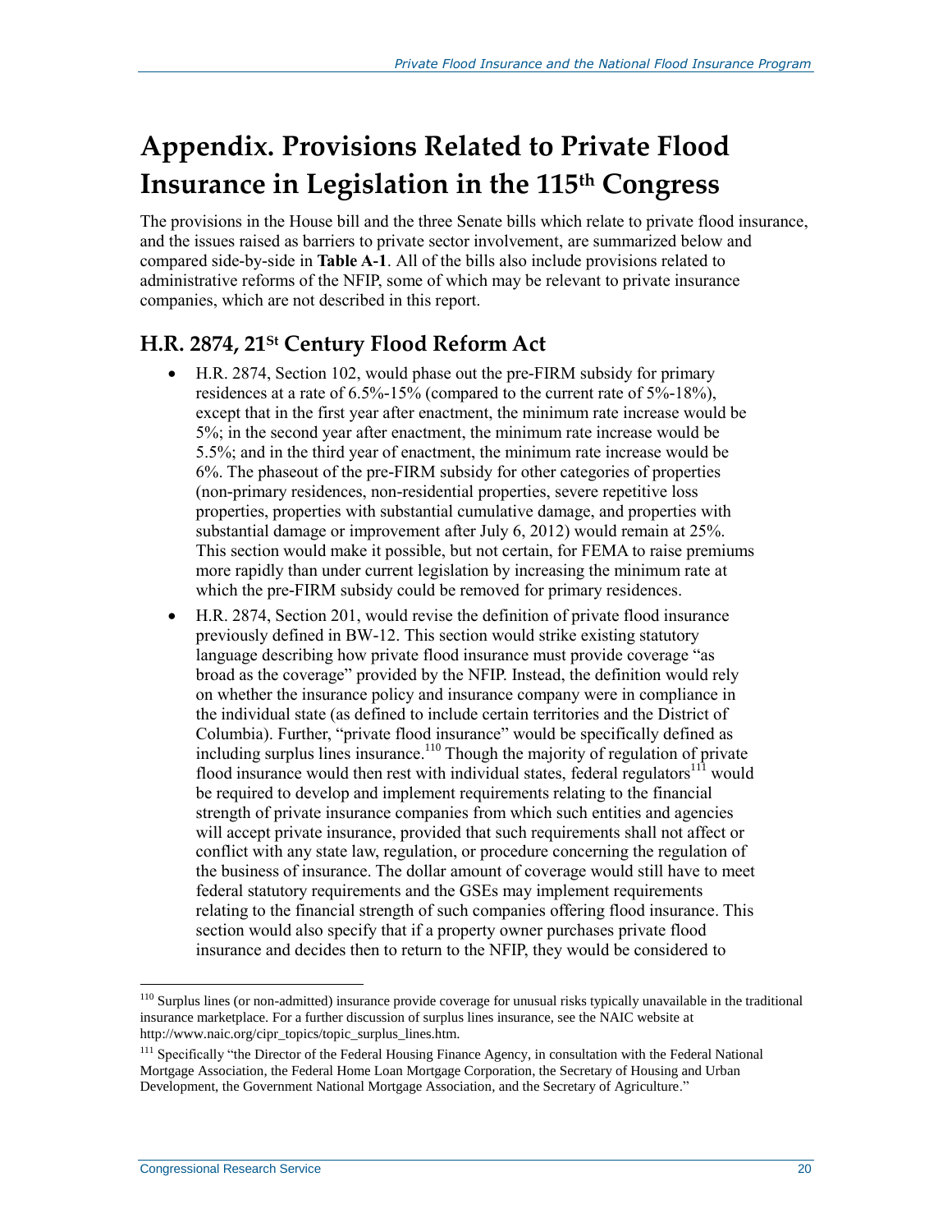# Appendix. Provisions Related to Private Flood Insurance in Legislation in the 115th Congress

The provisions in the House bill and the three Senate bills which relate to private flood insurance, and the issues raised as barriers to private sector involvement, are summarized below and compared side-by-side in **Table A-1**. All of the bills also include provisions related to administrative reforms of the NFIP, some of which may be relevant to private insurance companies, which are not described in this report.

## H.R. 2874, 21St Century Flood Reform Act

- H.R. 2874, Section 102, would phase out the pre-FIRM subsidy for primary residences at a rate of 6.5%-15% (compared to the current rate of 5%-18%), except that in the first year after enactment, the minimum rate increase would be 5%; in the second year after enactment, the minimum rate increase would be 5.5%; and in the third year of enactment, the minimum rate increase would be 6%. The phaseout of the pre-FIRM subsidy for other categories of properties (non-primary residences, non-residential properties, severe repetitive loss properties, properties with substantial cumulative damage, and properties with substantial damage or improvement after July 6, 2012) would remain at 25%. This section would make it possible, but not certain, for FEMA to raise premiums more rapidly than under current legislation by increasing the minimum rate at which the pre-FIRM subsidy could be removed for primary residences.
- H.R. 2874, Section 201, would revise the definition of private flood insurance previously defined in BW-12. This section would strike existing statutory language describing how private flood insurance must provide coverage "as broad as the coverage" provided by the NFIP. Instead, the definition would rely on whether the insurance policy and insurance company were in compliance in the individual state (as defined to include certain territories and the District of Columbia). Further, "private flood insurance" would be specifically defined as including surplus lines insurance.[110] Though the majority of regulation of private flood insurance would then rest with individual states, federal regulators[111] would be required to develop and implement requirements relating to the financial strength of private insurance companies from which such entities and agencies will accept private insurance, provided that such requirements shall not affect or conflict with any state law, regulation, or procedure concerning the regulation of the business of insurance. The dollar amount of coverage would still have to meet federal statutory requirements and the GSEs may implement requirements relating to the financial strength of such companies offering flood insurance. This section would also specify that if a property owner purchases private flood insurance and decides then to return to the NFIP, they would be considered to

[110] Surplus lines (or non-admitted) insurance provide coverage for unusual risks typically unavailable in the traditional insurance marketplace. For a further discussion of surplus lines insurance, see the NAIC website at http://www.naic.org/cipr_topics/topic_surplus_lines.htm.

[111] Specifically "the Director of the Federal Housing Finance Agency, in consultation with the Federal National Mortgage Association, the Federal Home Loan Mortgage Corporation, the Secretary of Housing and Urban Development, the Government National Mortgage Association, and the Secretary of Agriculture."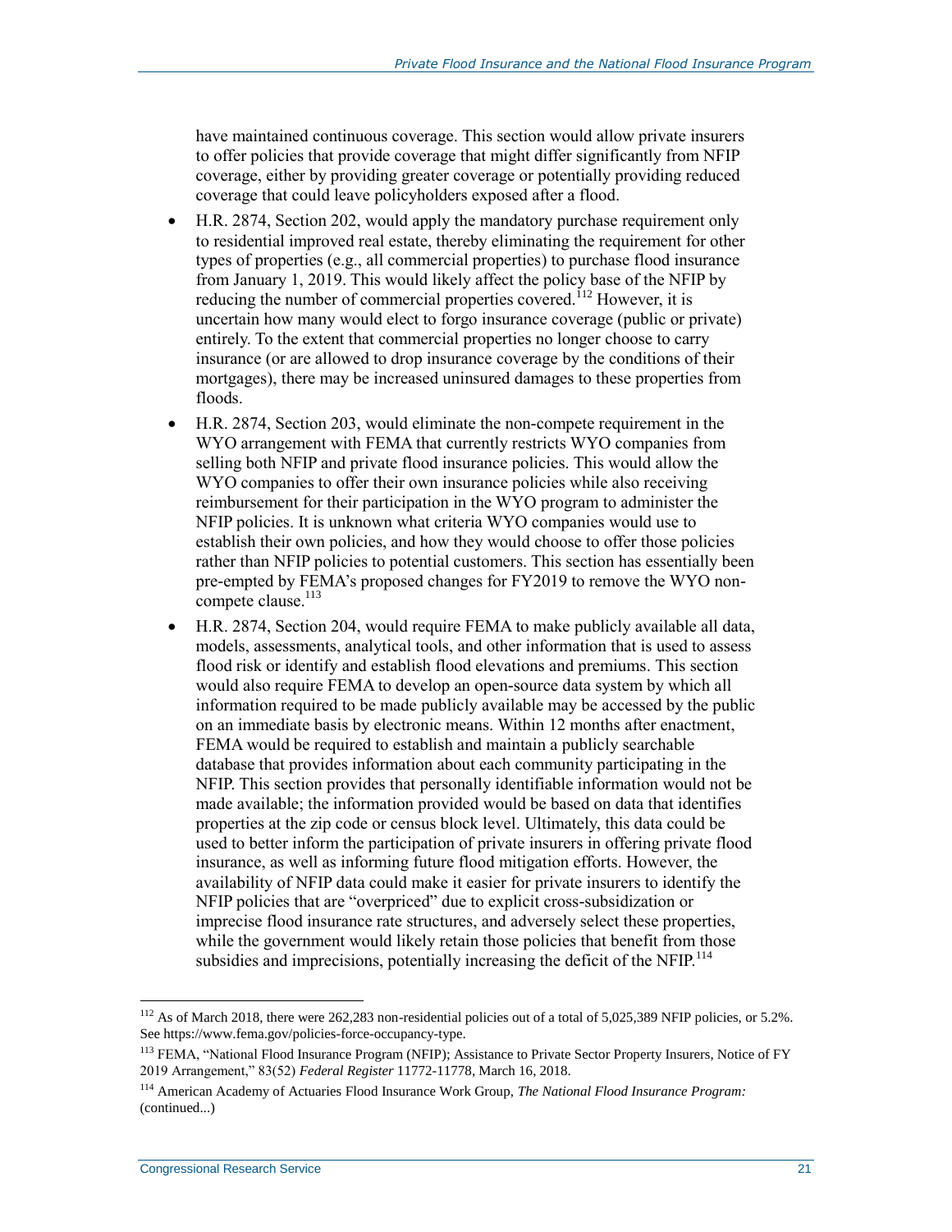have maintained continuous coverage. This section would allow private insurers to offer policies that provide coverage that might differ significantly from NFIP coverage, either by providing greater coverage or potentially providing reduced coverage that could leave policyholders exposed after a flood.

- H.R. 2874, Section 202, would apply the mandatory purchase requirement only to residential improved real estate, thereby eliminating the requirement for other types of properties (e.g., all commercial properties) to purchase flood insurance from January 1, 2019. This would likely affect the policy base of the NFIP by reducing the number of commercial properties covered.[112] However, it is uncertain how many would elect to forgo insurance coverage (public or private) entirely. To the extent that commercial properties no longer choose to carry insurance (or are allowed to drop insurance coverage by the conditions of their mortgages), there may be increased uninsured damages to these properties from floods.
- H.R. 2874, Section 203, would eliminate the non-compete requirement in the WYO arrangement with FEMA that currently restricts WYO companies from selling both NFIP and private flood insurance policies. This would allow the WYO companies to offer their own insurance policies while also receiving reimbursement for their participation in the WYO program to administer the NFIP policies. It is unknown what criteria WYO companies would use to establish their own policies, and how they would choose to offer those policies rather than NFIP policies to potential customers. This section has essentially been pre-empted by FEMA's proposed changes for FY2019 to remove the WYO non-compete clause.[113]
- H.R. 2874, Section 204, would require FEMA to make publicly available all data, models, assessments, analytical tools, and other information that is used to assess flood risk or identify and establish flood elevations and premiums. This section would also require FEMA to develop an open-source data system by which all information required to be made publicly available may be accessed by the public on an immediate basis by electronic means. Within 12 months after enactment, FEMA would be required to establish and maintain a publicly searchable database that provides information about each community participating in the NFIP. This section provides that personally identifiable information would not be made available; the information provided would be based on data that identifies properties at the zip code or census block level. Ultimately, this data could be used to better inform the participation of private insurers in offering private flood insurance, as well as informing future flood mitigation efforts. However, the availability of NFIP data could make it easier for private insurers to identify the NFIP policies that are "overpriced" due to explicit cross-subsidization or imprecise flood insurance rate structures, and adversely select these properties, while the government would likely retain those policies that benefit from those subsidies and imprecisions, potentially increasing the deficit of the NFIP.[114]

---

[112] As of March 2018, there were 262,283 non-residential policies out of a total of 5,025,389 NFIP policies, or 5.2%. See https://www.fema.gov/policies-force-occupancy-type.

[113] FEMA, "National Flood Insurance Program (NFIP); Assistance to Private Sector Property Insurers, Notice of FY 2019 Arrangement," 83(52) *Federal Register* 11772-11778, March 16, 2018.

[114] American Academy of Actuaries Flood Insurance Work Group, *The National Flood Insurance Program:* (continued...)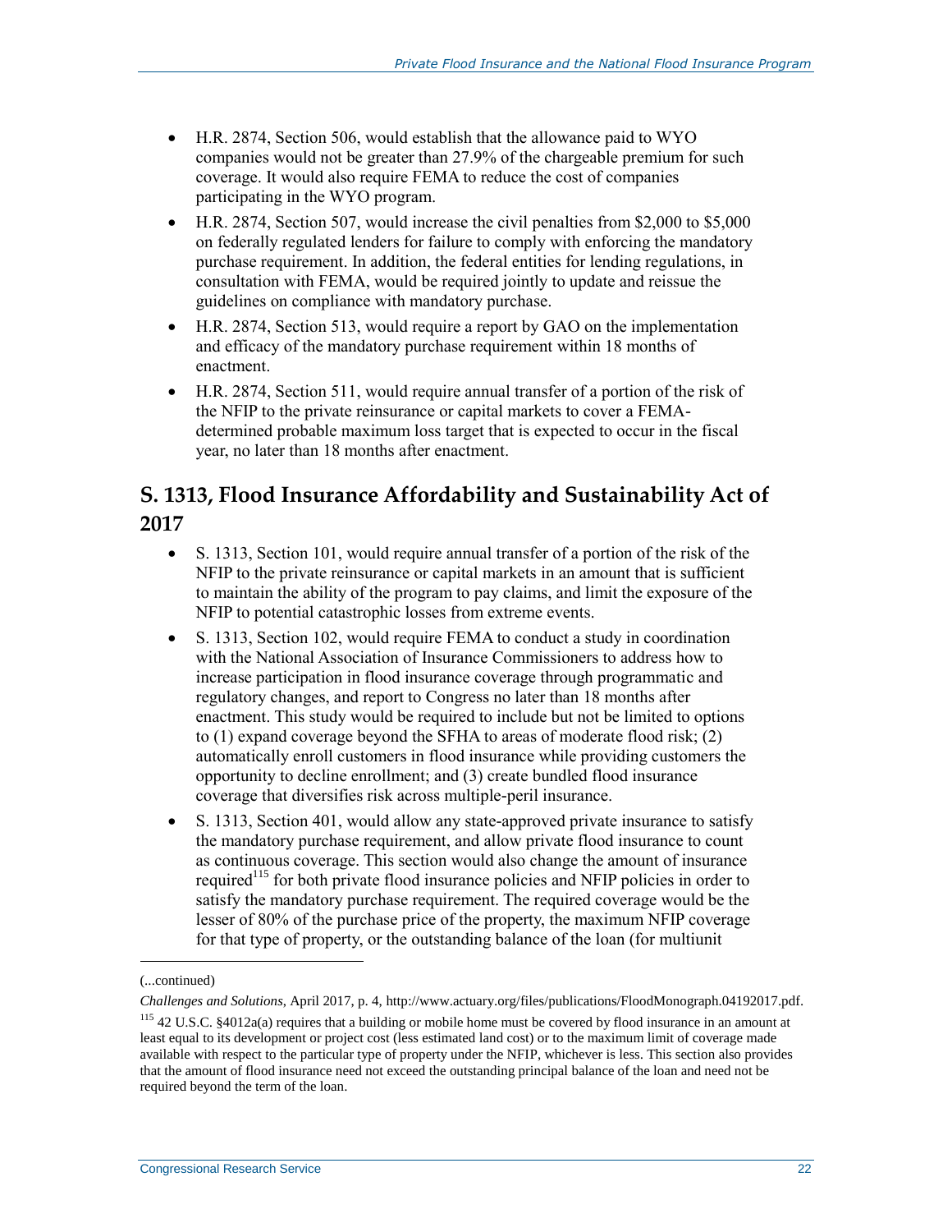- H.R. 2874, Section 506, would establish that the allowance paid to WYO companies would not be greater than 27.9% of the chargeable premium for such coverage. It would also require FEMA to reduce the cost of companies participating in the WYO program.
- H.R. 2874, Section 507, would increase the civil penalties from $2,000 to $5,000 on federally regulated lenders for failure to comply with enforcing the mandatory purchase requirement. In addition, the federal entities for lending regulations, in consultation with FEMA, would be required jointly to update and reissue the guidelines on compliance with mandatory purchase.
- H.R. 2874, Section 513, would require a report by GAO on the implementation and efficacy of the mandatory purchase requirement within 18 months of enactment.
- H.R. 2874, Section 511, would require annual transfer of a portion of the risk of the NFIP to the private reinsurance or capital markets to cover a FEMA-determined probable maximum loss target that is expected to occur in the fiscal year, no later than 18 months after enactment.

## S. 1313, Flood Insurance Affordability and Sustainability Act of 2017

- S. 1313, Section 101, would require annual transfer of a portion of the risk of the NFIP to the private reinsurance or capital markets in an amount that is sufficient to maintain the ability of the program to pay claims, and limit the exposure of the NFIP to potential catastrophic losses from extreme events.
- S. 1313, Section 102, would require FEMA to conduct a study in coordination with the National Association of Insurance Commissioners to address how to increase participation in flood insurance coverage through programmatic and regulatory changes, and report to Congress no later than 18 months after enactment. This study would be required to include but not be limited to options to (1) expand coverage beyond the SFHA to areas of moderate flood risk; (2) automatically enroll customers in flood insurance while providing customers the opportunity to decline enrollment; and (3) create bundled flood insurance coverage that diversifies risk across multiple-peril insurance.
- S. 1313, Section 401, would allow any state-approved private insurance to satisfy the mandatory purchase requirement, and allow private flood insurance to count as continuous coverage. This section would also change the amount of insurance required[115] for both private flood insurance policies and NFIP policies in order to satisfy the mandatory purchase requirement. The required coverage would be the lesser of 80% of the purchase price of the property, the maximum NFIP coverage for that type of property, or the outstanding balance of the loan (for multiunit

---

(...continued)

*Challenges and Solutions*, April 2017, p. 4, http://www.actuary.org/files/publications/FloodMonograph.04192017.pdf.

[115] 42 U.S.C. §4012a(a) requires that a building or mobile home must be covered by flood insurance in an amount at least equal to its development or project cost (less estimated land cost) or to the maximum limit of coverage made available with respect to the particular type of property under the NFIP, whichever is less. This section also provides that the amount of flood insurance need not exceed the outstanding principal balance of the loan and need not be required beyond the term of the loan.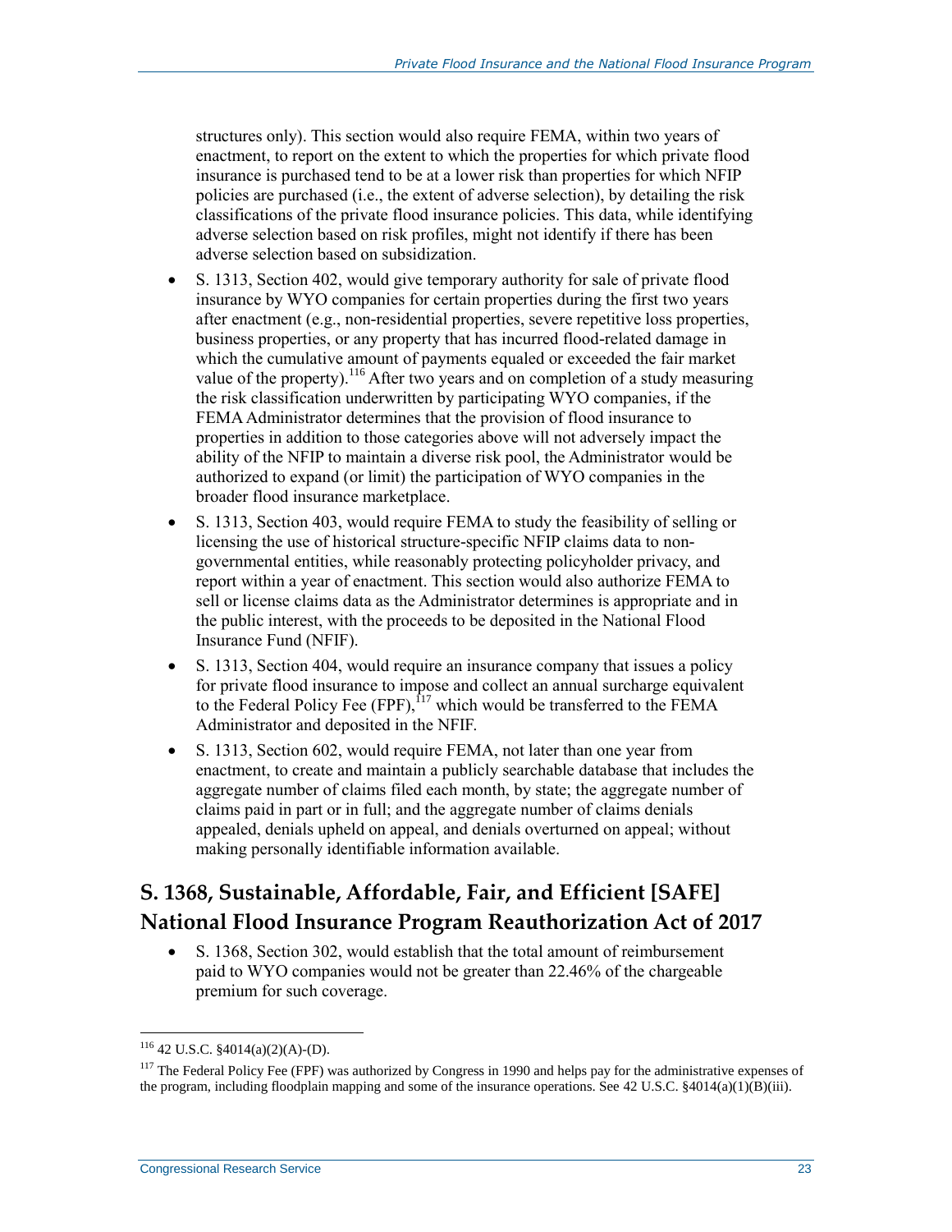structures only). This section would also require FEMA, within two years of enactment, to report on the extent to which the properties for which private flood insurance is purchased tend to be at a lower risk than properties for which NFIP policies are purchased (i.e., the extent of adverse selection), by detailing the risk classifications of the private flood insurance policies. This data, while identifying adverse selection based on risk profiles, might not identify if there has been adverse selection based on subsidization.

- S. 1313, Section 402, would give temporary authority for sale of private flood insurance by WYO companies for certain properties during the first two years after enactment (e.g., non-residential properties, severe repetitive loss properties, business properties, or any property that has incurred flood-related damage in which the cumulative amount of payments equaled or exceeded the fair market value of the property).[116] After two years and on completion of a study measuring the risk classification underwritten by participating WYO companies, if the FEMA Administrator determines that the provision of flood insurance to properties in addition to those categories above will not adversely impact the ability of the NFIP to maintain a diverse risk pool, the Administrator would be authorized to expand (or limit) the participation of WYO companies in the broader flood insurance marketplace.
- S. 1313, Section 403, would require FEMA to study the feasibility of selling or licensing the use of historical structure-specific NFIP claims data to non-governmental entities, while reasonably protecting policyholder privacy, and report within a year of enactment. This section would also authorize FEMA to sell or license claims data as the Administrator determines is appropriate and in the public interest, with the proceeds to be deposited in the National Flood Insurance Fund (NFIF).
- S. 1313, Section 404, would require an insurance company that issues a policy for private flood insurance to impose and collect an annual surcharge equivalent to the Federal Policy Fee (FPF),[117] which would be transferred to the FEMA Administrator and deposited in the NFIF.
- S. 1313, Section 602, would require FEMA, not later than one year from enactment, to create and maintain a publicly searchable database that includes the aggregate number of claims filed each month, by state; the aggregate number of claims paid in part or in full; and the aggregate number of claims denials appealed, denials upheld on appeal, and denials overturned on appeal; without making personally identifiable information available.

## S. 1368, Sustainable, Affordable, Fair, and Efficient [SAFE] National Flood Insurance Program Reauthorization Act of 2017

- S. 1368, Section 302, would establish that the total amount of reimbursement paid to WYO companies would not be greater than 22.46% of the chargeable premium for such coverage.

---

[116] 42 U.S.C. §4014(a)(2)(A)-(D).

[117] The Federal Policy Fee (FPF) was authorized by Congress in 1990 and helps pay for the administrative expenses of the program, including floodplain mapping and some of the insurance operations. See 42 U.S.C. §4014(a)(1)(B)(iii).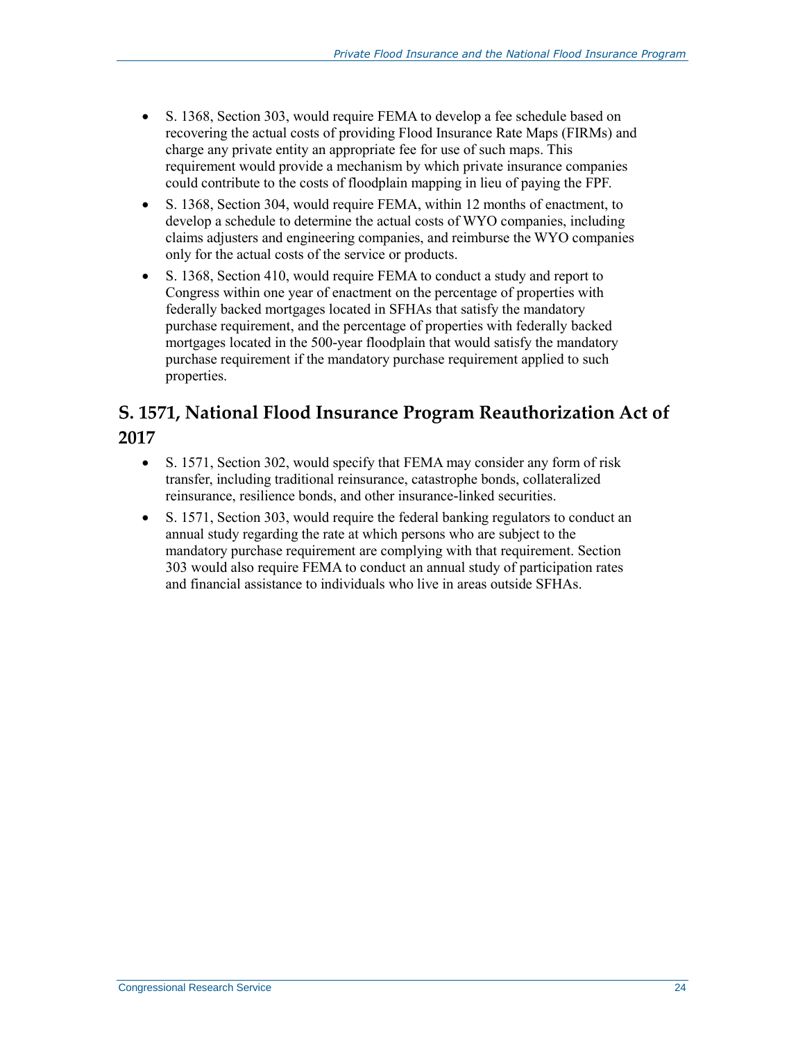- S. 1368, Section 303, would require FEMA to develop a fee schedule based on recovering the actual costs of providing Flood Insurance Rate Maps (FIRMs) and charge any private entity an appropriate fee for use of such maps. This requirement would provide a mechanism by which private insurance companies could contribute to the costs of floodplain mapping in lieu of paying the FPF.
- S. 1368, Section 304, would require FEMA, within 12 months of enactment, to develop a schedule to determine the actual costs of WYO companies, including claims adjusters and engineering companies, and reimburse the WYO companies only for the actual costs of the service or products.
- S. 1368, Section 410, would require FEMA to conduct a study and report to Congress within one year of enactment on the percentage of properties with federally backed mortgages located in SFHAs that satisfy the mandatory purchase requirement, and the percentage of properties with federally backed mortgages located in the 500-year floodplain that would satisfy the mandatory purchase requirement if the mandatory purchase requirement applied to such properties.

## S. 1571, National Flood Insurance Program Reauthorization Act of 2017

- S. 1571, Section 302, would specify that FEMA may consider any form of risk transfer, including traditional reinsurance, catastrophe bonds, collateralized reinsurance, resilience bonds, and other insurance-linked securities.
- S. 1571, Section 303, would require the federal banking regulators to conduct an annual study regarding the rate at which persons who are subject to the mandatory purchase requirement are complying with that requirement. Section 303 would also require FEMA to conduct an annual study of participation rates and financial assistance to individuals who live in areas outside SFHAs.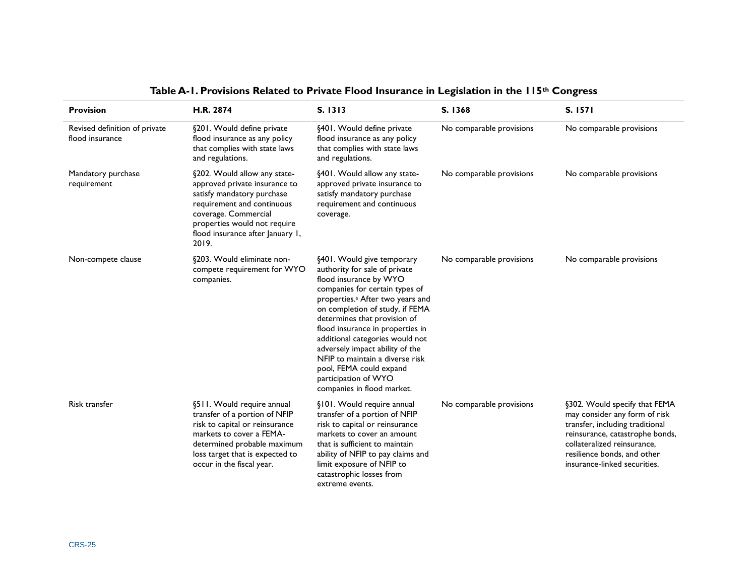**Table A-1. Provisions Related to Private Flood Insurance in Legislation in the 115th Congress**

| Provision | H.R. 2874 | S. 1313 | S. 1368 | S. 1571 |
|---|---|---|---|---|
| Revised definition of private flood insurance | §201. Would define private flood insurance as any policy that complies with state laws and regulations. | §401. Would define private flood insurance as any policy that complies with state laws and regulations. | No comparable provisions | No comparable provisions |
| Mandatory purchase requirement | §202. Would allow any state-approved private insurance to satisfy mandatory purchase requirement and continuous coverage. Commercial properties would not require flood insurance after January 1, 2019. | §401. Would allow any state-approved private insurance to satisfy mandatory purchase requirement and continuous coverage. | No comparable provisions | No comparable provisions |
| Non-compete clause | §203. Would eliminate non-compete requirement for WYO companies. | §401. Would give temporary authority for sale of private flood insurance by WYO companies for certain types of properties.[a] After two years and on completion of study, if FEMA determines that provision of flood insurance in properties in additional categories would not adversely impact ability of the NFIP to maintain a diverse risk pool, FEMA could expand participation of WYO companies in flood market. | No comparable provisions | No comparable provisions |
| Risk transfer | §511. Would require annual transfer of a portion of NFIP risk to capital or reinsurance markets to cover a FEMA-determined probable maximum loss target that is expected to occur in the fiscal year. | §101. Would require annual transfer of a portion of NFIP risk to capital or reinsurance markets to cover an amount that is sufficient to maintain ability of NFIP to pay claims and limit exposure of NFIP to catastrophic losses from extreme events. | No comparable provisions | §302. Would specify that FEMA may consider any form of risk transfer, including traditional reinsurance, catastrophe bonds, collateralized reinsurance, resilience bonds, and other insurance-linked securities. |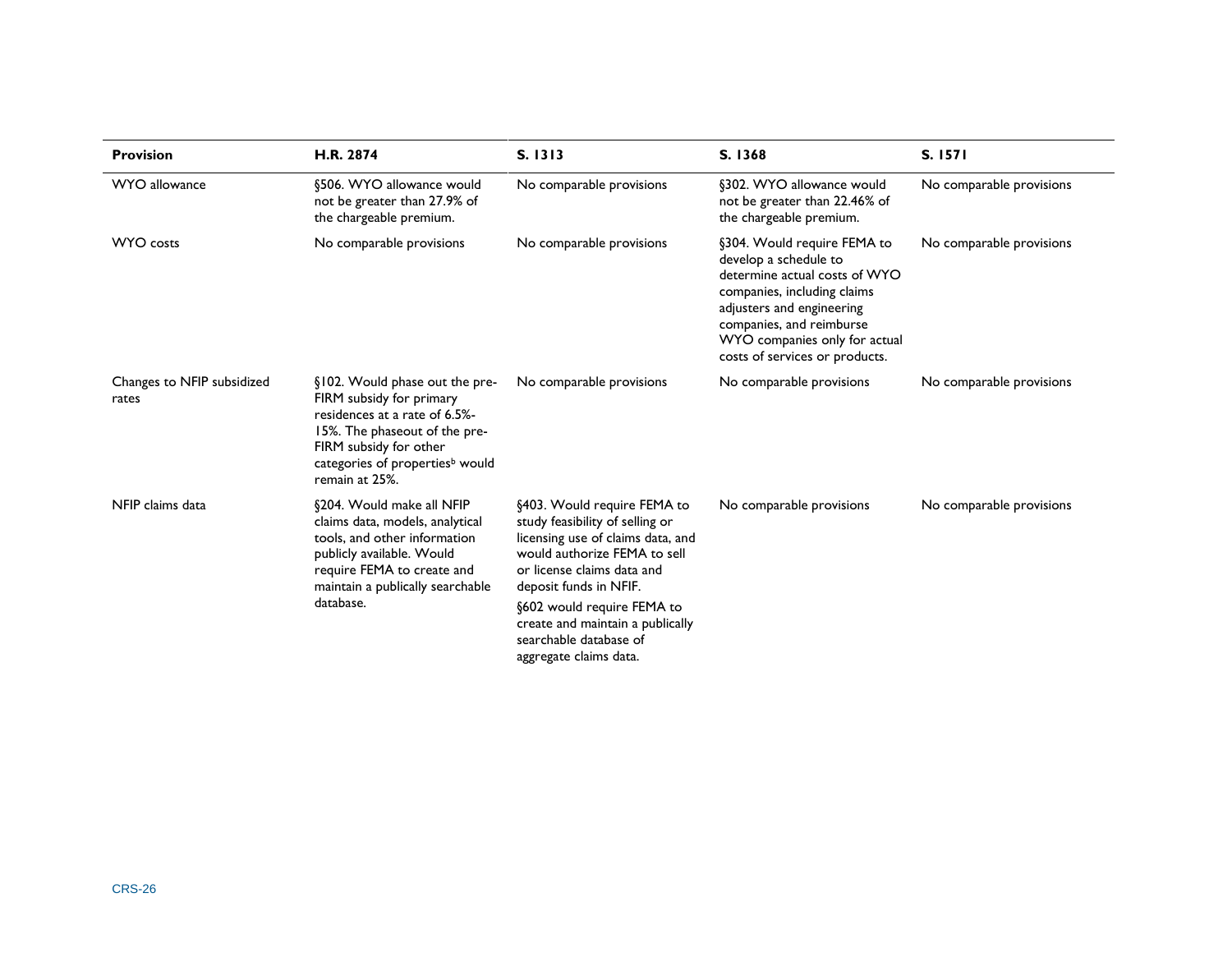| Provision | H.R. 2874 | S. 1313 | S. 1368 | S. 1571 |
| --- | --- | --- | --- | --- |
| WYO allowance | §506. WYO allowance would not be greater than 27.9% of the chargeable premium. | No comparable provisions | §302. WYO allowance would not be greater than 22.46% of the chargeable premium. | No comparable provisions |
| WYO costs | No comparable provisions | No comparable provisions | §304. Would require FEMA to develop a schedule to determine actual costs of WYO companies, including claims adjusters and engineering companies, and reimburse WYO companies only for actual costs of services or products. | No comparable provisions |
| Changes to NFIP subsidized rates | §102. Would phase out the pre-FIRM subsidy for primary residences at a rate of 6.5%-15%. The phaseout of the pre-FIRM subsidy for other categories of properties[b] would remain at 25%. | No comparable provisions | No comparable provisions | No comparable provisions |
| NFIP claims data | §204. Would make all NFIP claims data, models, analytical tools, and other information publicly available. Would require FEMA to create and maintain a publically searchable database. | §403. Would require FEMA to study feasibility of selling or licensing use of claims data, and would authorize FEMA to sell or license claims data and deposit funds in NFIF. §602 would require FEMA to create and maintain a publically searchable database of aggregate claims data. | No comparable provisions | No comparable provisions |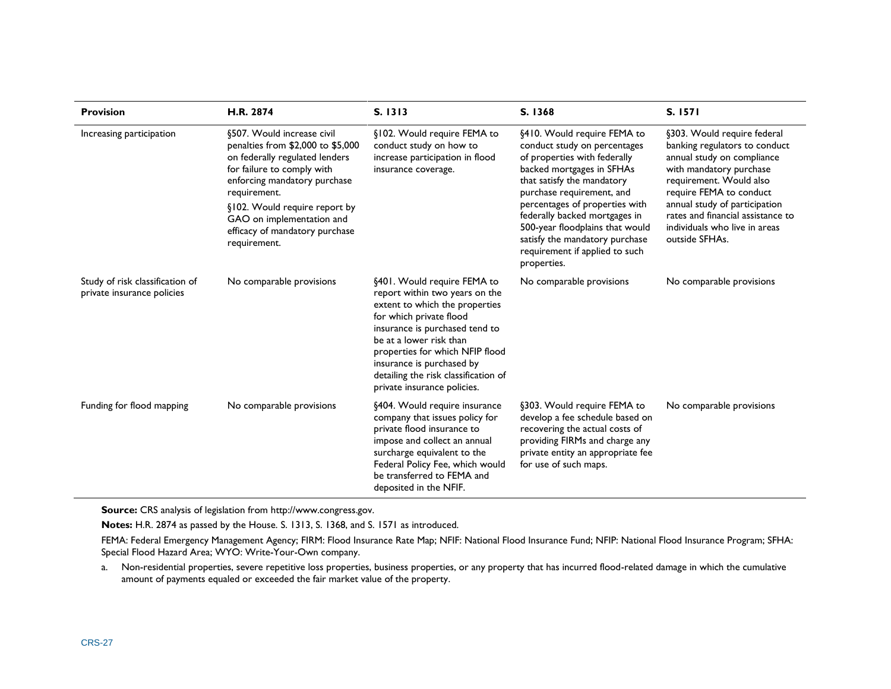| Provision | H.R. 2874 | S. 1313 | S. 1368 | S. 1571 |
|---|---|---|---|---|
| Increasing participation | §507. Would increase civil penalties from $2,000 to $5,000 on federally regulated lenders for failure to comply with enforcing mandatory purchase requirement.<br>§102. Would require report by GAO on implementation and efficacy of mandatory purchase requirement. | §102. Would require FEMA to conduct study on how to increase participation in flood insurance coverage. | §410. Would require FEMA to conduct study on percentages of properties with federally backed mortgages in SFHAs that satisfy the mandatory purchase requirement, and percentages of properties with federally backed mortgages in 500-year floodplains that would satisfy the mandatory purchase requirement if applied to such properties. | §303. Would require federal banking regulators to conduct annual study on compliance with mandatory purchase requirement. Would also require FEMA to conduct annual study of participation rates and financial assistance to individuals who live in areas outside SFHAs. |
| Study of risk classification of private insurance policies | No comparable provisions | §401. Would require FEMA to report within two years on the extent to which the properties for which private flood insurance is purchased tend to be at a lower risk than properties for which NFIP flood insurance is purchased by detailing the risk classification of private insurance policies. | No comparable provisions | No comparable provisions |
| Funding for flood mapping | No comparable provisions | §404. Would require insurance company that issues policy for private flood insurance to impose and collect an annual surcharge equivalent to the Federal Policy Fee, which would be transferred to FEMA and deposited in the NFIF. | §303. Would require FEMA to develop a fee schedule based on recovering the actual costs of providing FIRMs and charge any private entity an appropriate fee for use of such maps. | No comparable provisions |

**Source:** CRS analysis of legislation from http://www.congress.gov.

**Notes:** H.R. 2874 as passed by the House. S. 1313, S. 1368, and S. 1571 as introduced.

FEMA: Federal Emergency Management Agency; FIRM: Flood Insurance Rate Map; NFIF: National Flood Insurance Fund; NFIP: National Flood Insurance Program; SFHA: Special Flood Hazard Area; WYO: Write-Your-Own company.

a. Non-residential properties, severe repetitive loss properties, business properties, or any property that has incurred flood-related damage in which the cumulative amount of payments equaled or exceeded the fair market value of the property.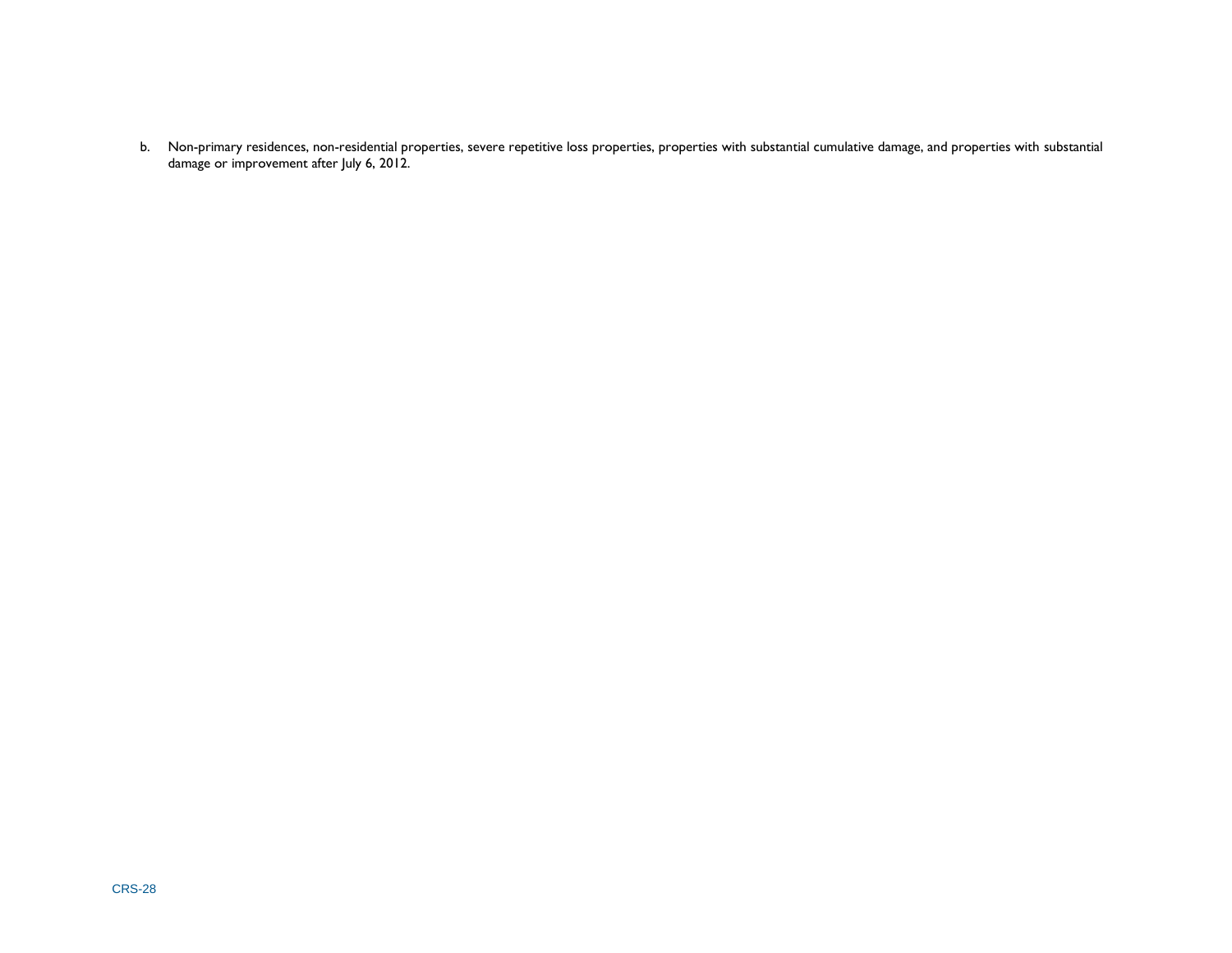b. Non-primary residences, non-residential properties, severe repetitive loss properties, properties with substantial cumulative damage, and properties with substantial damage or improvement after July 6, 2012.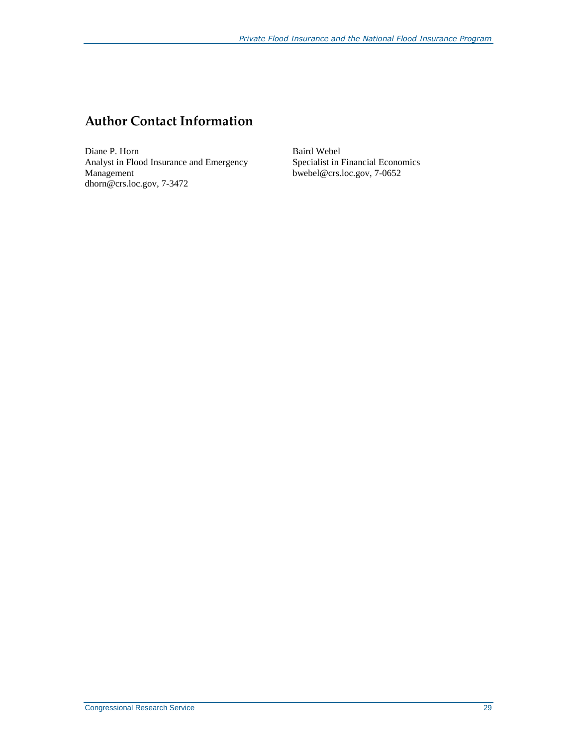## Author Contact Information

Diane P. Horn
Analyst in Flood Insurance and Emergency Management
dhorn@crs.loc.gov, 7-3472

Baird Webel
Specialist in Financial Economics
bwebel@crs.loc.gov, 7-0652